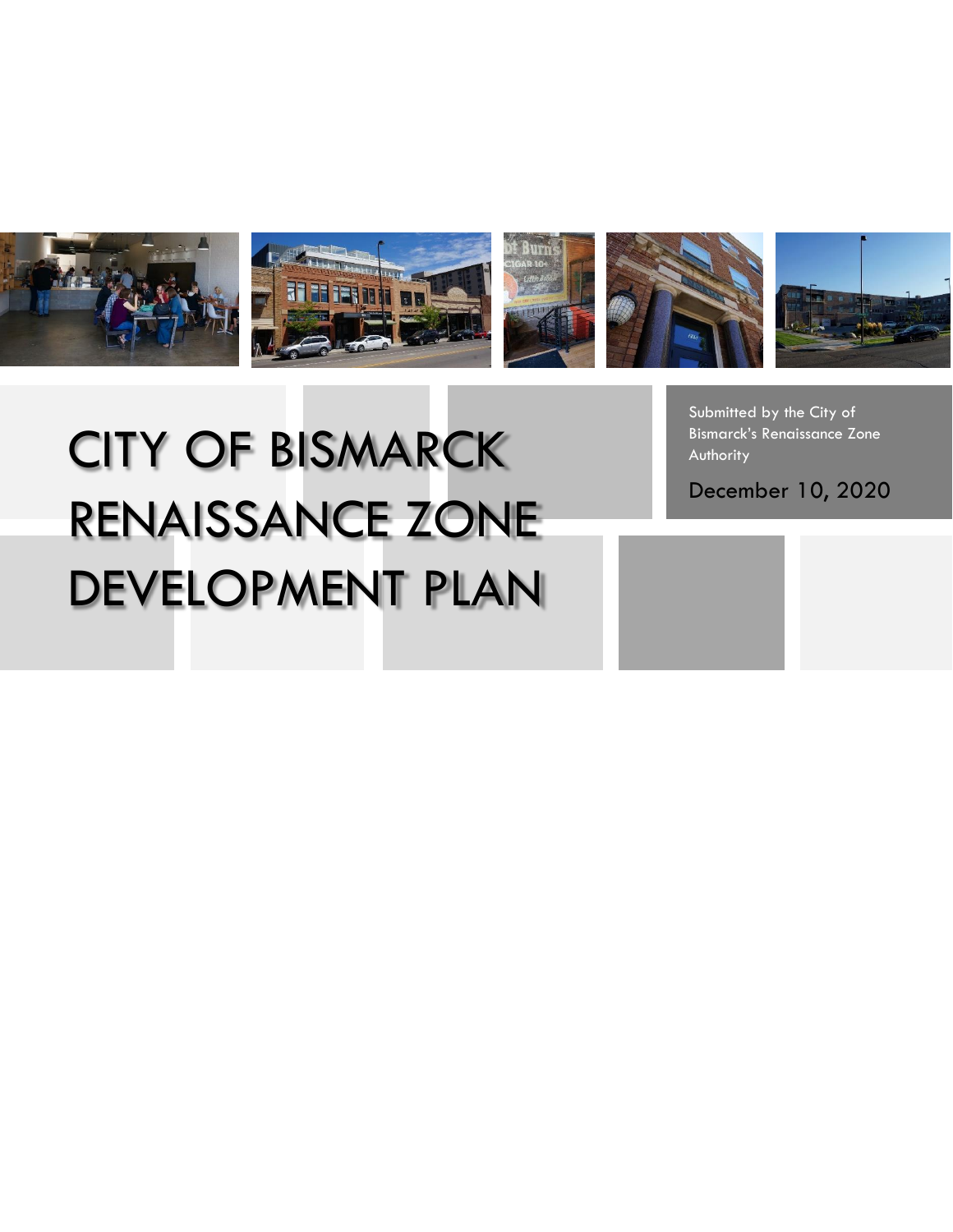# CITY OF BISMARCK RENAISSANCE ZONE DEVELOPMENT PLAN

Submitted by the City of Bismarck's Renaissance Zone Authority

December 10, 2020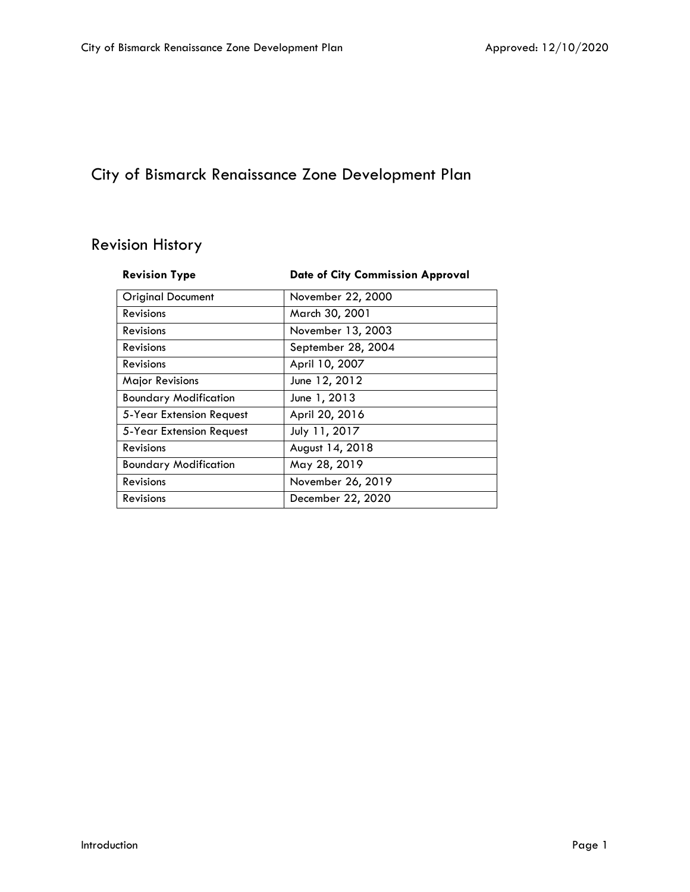# City of Bismarck Renaissance Zone Development Plan

## Revision History

| Revision Type | Date of City Commission Approval |
|---|---|
| Original Document | November 22, 2000 |
| Revisions | March 30, 2001 |
| Revisions | November 13, 2003 |
| Revisions | September 28, 2004 |
| Revisions | April 10, 2007 |
| Major Revisions | June 12, 2012 |
| Boundary Modification | June 1, 2013 |
| 5-Year Extension Request | April 20, 2016 |
| 5-Year Extension Request | July 11, 2017 |
| Revisions | August 14, 2018 |
| Boundary Modification | May 28, 2019 |
| Revisions | November 26, 2019 |
| Revisions | December 22, 2020 |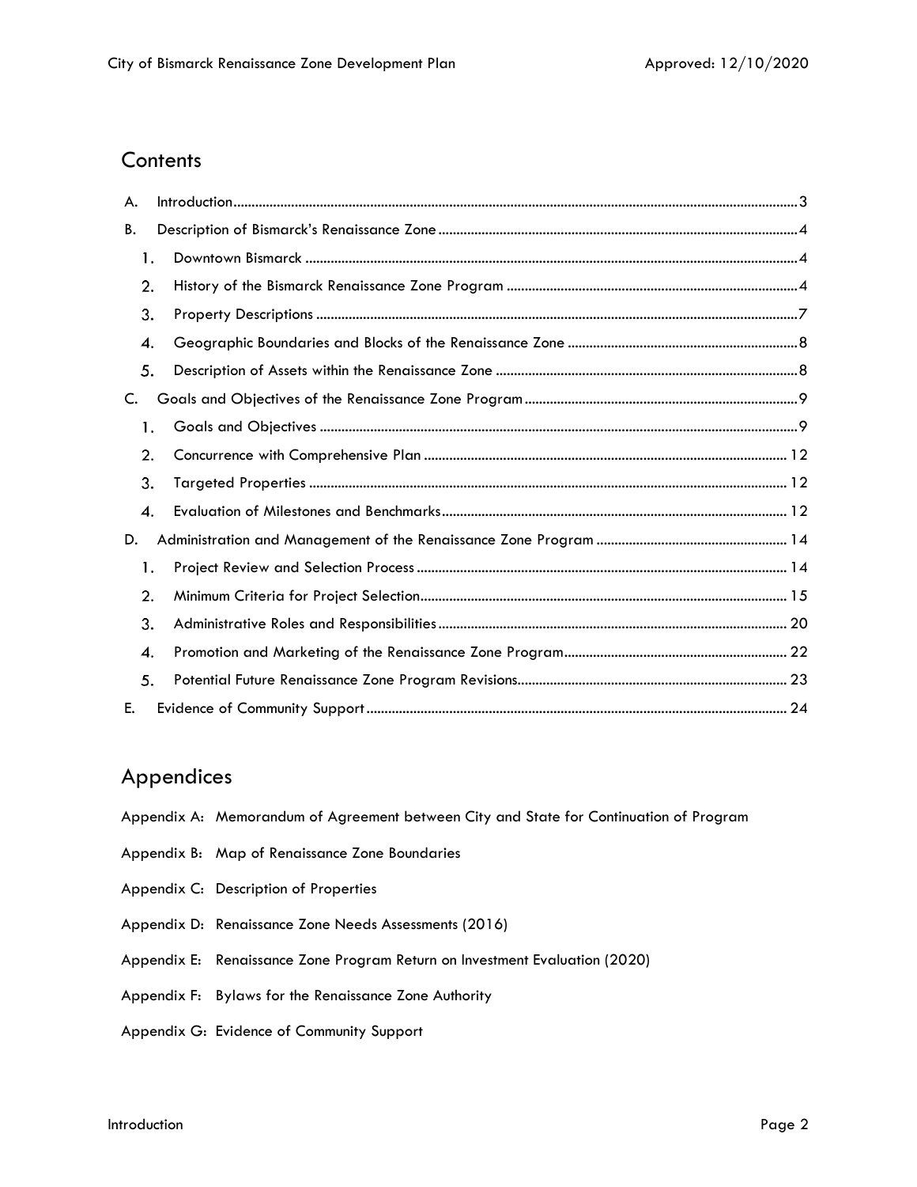## Contents

A. Introduction ..... 3

B. Description of Bismarck's Renaissance Zone ..... 4

1. Downtown Bismarck ..... 4
2. History of the Bismarck Renaissance Zone Program ..... 4
3. Property Descriptions ..... 7
4. Geographic Boundaries and Blocks of the Renaissance Zone ..... 8
5. Description of Assets within the Renaissance Zone ..... 8

C. Goals and Objectives of the Renaissance Zone Program ..... 9

1. Goals and Objectives ..... 9
2. Concurrence with Comprehensive Plan ..... 12
3. Targeted Properties ..... 12
4. Evaluation of Milestones and Benchmarks ..... 12

D. Administration and Management of the Renaissance Zone Program ..... 14

1. Project Review and Selection Process ..... 14
2. Minimum Criteria for Project Selection ..... 15
3. Administrative Roles and Responsibilities ..... 20
4. Promotion and Marketing of the Renaissance Zone Program ..... 22
5. Potential Future Renaissance Zone Program Revisions ..... 23

E. Evidence of Community Support ..... 24

## Appendices

Appendix A: Memorandum of Agreement between City and State for Continuation of Program

Appendix B: Map of Renaissance Zone Boundaries

Appendix C: Description of Properties

Appendix D: Renaissance Zone Needs Assessments (2016)

Appendix E: Renaissance Zone Program Return on Investment Evaluation (2020)

Appendix F: Bylaws for the Renaissance Zone Authority

Appendix G: Evidence of Community Support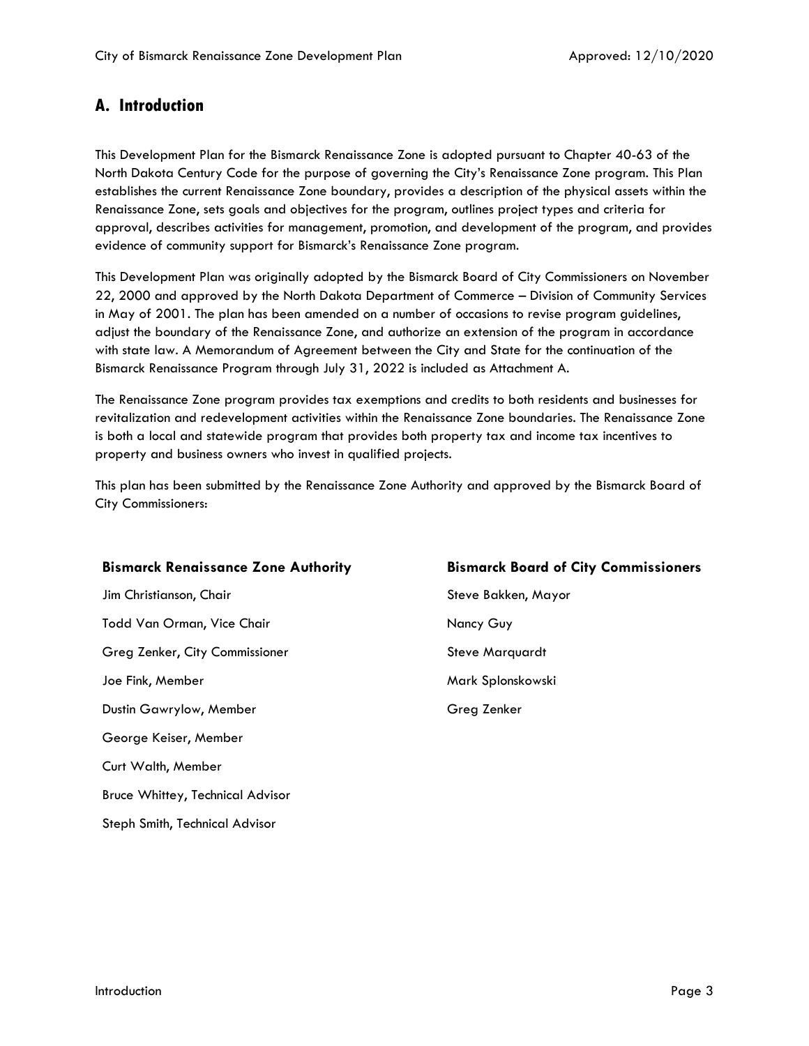## A. Introduction

This Development Plan for the Bismarck Renaissance Zone is adopted pursuant to Chapter 40-63 of the North Dakota Century Code for the purpose of governing the City's Renaissance Zone program. This Plan establishes the current Renaissance Zone boundary, provides a description of the physical assets within the Renaissance Zone, sets goals and objectives for the program, outlines project types and criteria for approval, describes activities for management, promotion, and development of the program, and provides evidence of community support for Bismarck's Renaissance Zone program.

This Development Plan was originally adopted by the Bismarck Board of City Commissioners on November 22, 2000 and approved by the North Dakota Department of Commerce – Division of Community Services in May of 2001. The plan has been amended on a number of occasions to revise program guidelines, adjust the boundary of the Renaissance Zone, and authorize an extension of the program in accordance with state law. A Memorandum of Agreement between the City and State for the continuation of the Bismarck Renaissance Program through July 31, 2022 is included as Attachment A.

The Renaissance Zone program provides tax exemptions and credits to both residents and businesses for revitalization and redevelopment activities within the Renaissance Zone boundaries. The Renaissance Zone is both a local and statewide program that provides both property tax and income tax incentives to property and business owners who invest in qualified projects.

This plan has been submitted by the Renaissance Zone Authority and approved by the Bismarck Board of City Commissioners:

**Bismarck Renaissance Zone Authority**

Jim Christianson, Chair

Todd Van Orman, Vice Chair

Greg Zenker, City Commissioner

Joe Fink, Member

Dustin Gawrylow, Member

George Keiser, Member

Curt Walth, Member

Bruce Whittey, Technical Advisor

Steph Smith, Technical Advisor

**Bismarck Board of City Commissioners**

Steve Bakken, Mayor

Nancy Guy

Steve Marquardt

Mark Splonskowski

Greg Zenker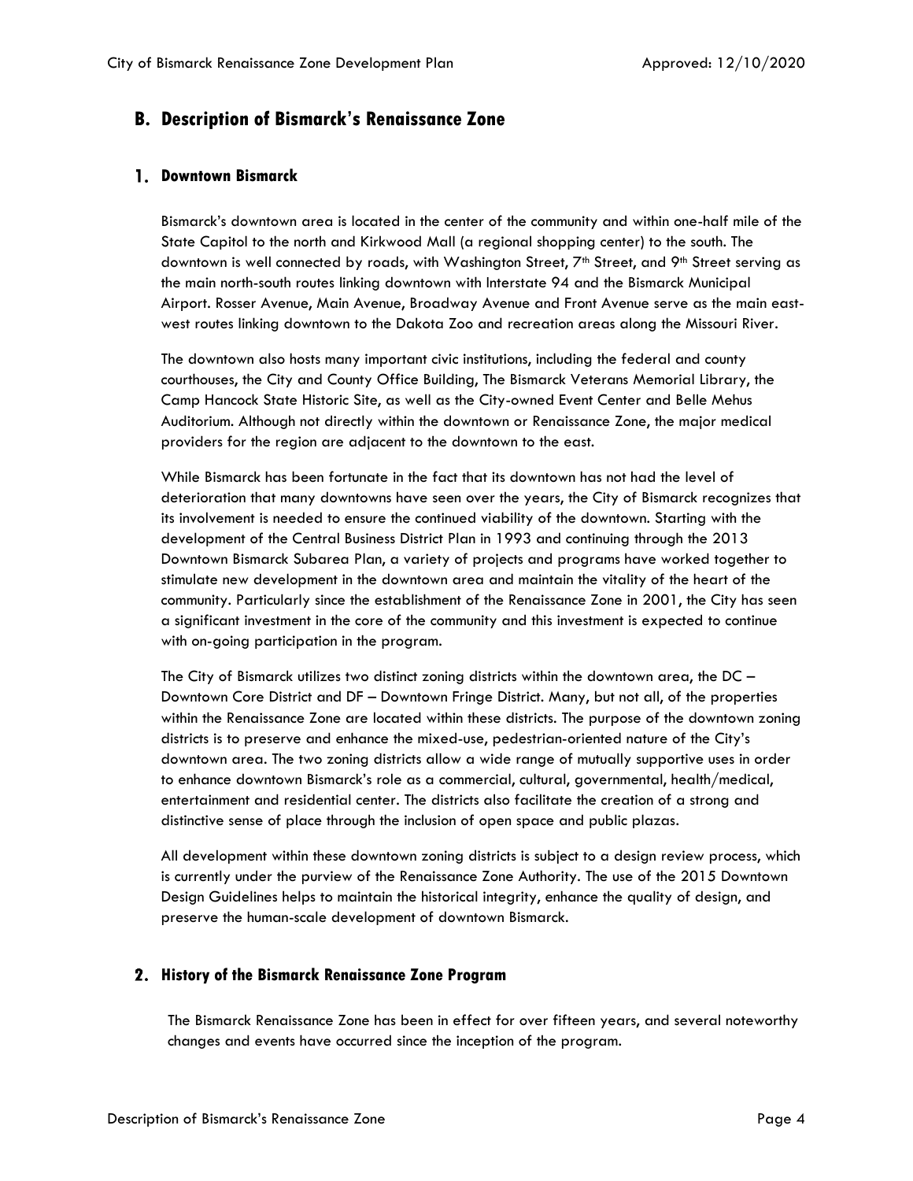## B. Description of Bismarck's Renaissance Zone

### 1. Downtown Bismarck

Bismarck's downtown area is located in the center of the community and within one-half mile of the State Capitol to the north and Kirkwood Mall (a regional shopping center) to the south. The downtown is well connected by roads, with Washington Street, 7th Street, and 9th Street serving as the main north-south routes linking downtown with Interstate 94 and the Bismarck Municipal Airport. Rosser Avenue, Main Avenue, Broadway Avenue and Front Avenue serve as the main east-west routes linking downtown to the Dakota Zoo and recreation areas along the Missouri River.

The downtown also hosts many important civic institutions, including the federal and county courthouses, the City and County Office Building, The Bismarck Veterans Memorial Library, the Camp Hancock State Historic Site, as well as the City-owned Event Center and Belle Mehus Auditorium. Although not directly within the downtown or Renaissance Zone, the major medical providers for the region are adjacent to the downtown to the east.

While Bismarck has been fortunate in the fact that its downtown has not had the level of deterioration that many downtowns have seen over the years, the City of Bismarck recognizes that its involvement is needed to ensure the continued viability of the downtown. Starting with the development of the Central Business District Plan in 1993 and continuing through the 2013 Downtown Bismarck Subarea Plan, a variety of projects and programs have worked together to stimulate new development in the downtown area and maintain the vitality of the heart of the community. Particularly since the establishment of the Renaissance Zone in 2001, the City has seen a significant investment in the core of the community and this investment is expected to continue with on-going participation in the program.

The City of Bismarck utilizes two distinct zoning districts within the downtown area, the DC – Downtown Core District and DF – Downtown Fringe District. Many, but not all, of the properties within the Renaissance Zone are located within these districts. The purpose of the downtown zoning districts is to preserve and enhance the mixed-use, pedestrian-oriented nature of the City's downtown area. The two zoning districts allow a wide range of mutually supportive uses in order to enhance downtown Bismarck's role as a commercial, cultural, governmental, health/medical, entertainment and residential center. The districts also facilitate the creation of a strong and distinctive sense of place through the inclusion of open space and public plazas.

All development within these downtown zoning districts is subject to a design review process, which is currently under the purview of the Renaissance Zone Authority. The use of the 2015 Downtown Design Guidelines helps to maintain the historical integrity, enhance the quality of design, and preserve the human-scale development of downtown Bismarck.

### 2. History of the Bismarck Renaissance Zone Program

The Bismarck Renaissance Zone has been in effect for over fifteen years, and several noteworthy changes and events have occurred since the inception of the program.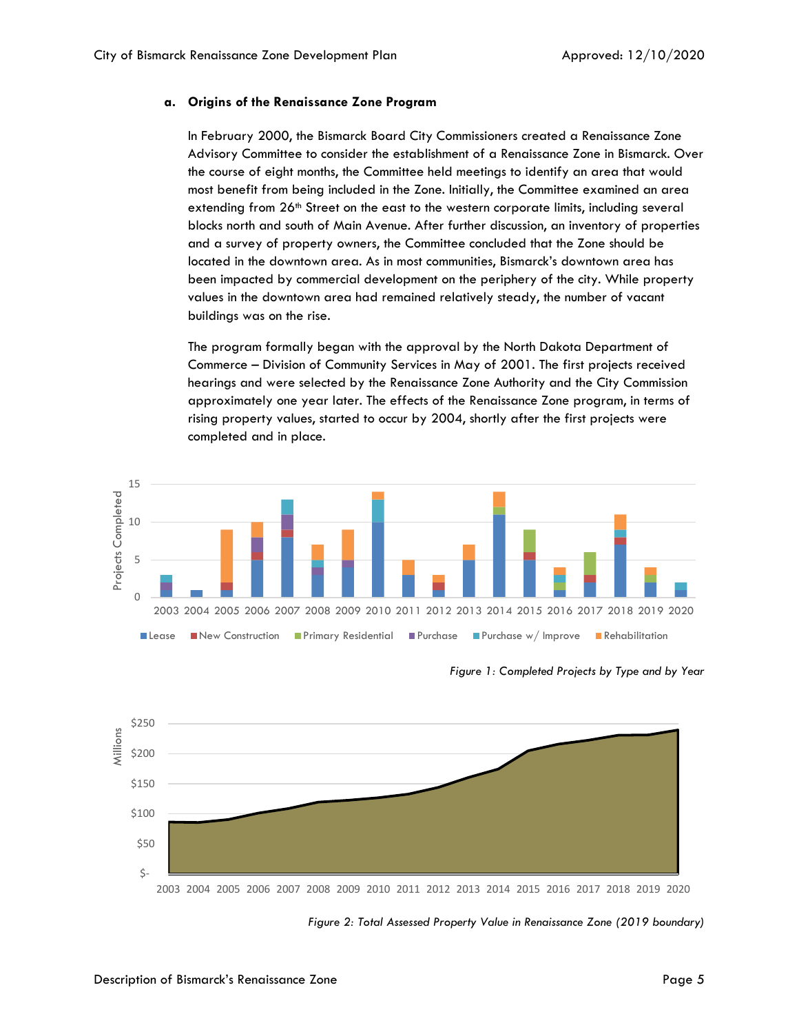### a. Origins of the Renaissance Zone Program

In February 2000, the Bismarck Board City Commissioners created a Renaissance Zone Advisory Committee to consider the establishment of a Renaissance Zone in Bismarck. Over the course of eight months, the Committee held meetings to identify an area that would most benefit from being included in the Zone. Initially, the Committee examined an area extending from 26th Street on the east to the western corporate limits, including several blocks north and south of Main Avenue. After further discussion, an inventory of properties and a survey of property owners, the Committee concluded that the Zone should be located in the downtown area. As in most communities, Bismarck's downtown area has been impacted by commercial development on the periphery of the city. While property values in the downtown area had remained relatively steady, the number of vacant buildings was on the rise.

The program formally began with the approval by the North Dakota Department of Commerce – Division of Community Services in May of 2001. The first projects received hearings and were selected by the Renaissance Zone Authority and the City Commission approximately one year later. The effects of the Renaissance Zone program, in terms of rising property values, started to occur by 2004, shortly after the first projects were completed and in place.

*Figure 1: Completed Projects by Type and by Year*

*Figure 2: Total Assessed Property Value in Renaissance Zone (2019 boundary)*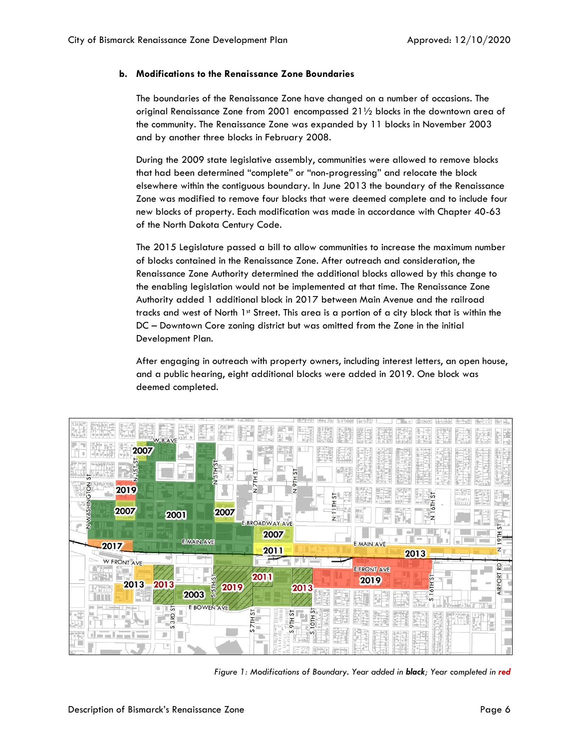**b. Modifications to the Renaissance Zone Boundaries**

The boundaries of the Renaissance Zone have changed on a number of occasions. The original Renaissance Zone from 2001 encompassed 21½ blocks in the downtown area of the community. The Renaissance Zone was expanded by 11 blocks in November 2003 and by another three blocks in February 2008.

During the 2009 state legislative assembly, communities were allowed to remove blocks that had been determined "complete" or "non-progressing" and relocate the block elsewhere within the contiguous boundary. In June 2013 the boundary of the Renaissance Zone was modified to remove four blocks that were deemed complete and to include four new blocks of property. Each modification was made in accordance with Chapter 40-63 of the North Dakota Century Code.

The 2015 Legislature passed a bill to allow communities to increase the maximum number of blocks contained in the Renaissance Zone. After outreach and consideration, the Renaissance Zone Authority determined the additional blocks allowed by this change to the enabling legislation would not be implemented at that time. The Renaissance Zone Authority added 1 additional block in 2017 between Main Avenue and the railroad tracks and west of North 1st Street. This area is a portion of a city block that is within the DC – Downtown Core zoning district but was omitted from the Zone in the initial Development Plan.

After engaging in outreach with property owners, including interest letters, an open house, and a public hearing, eight additional blocks were added in 2019. One block was deemed completed.

*Figure 1: Modifications of Boundary. Year added in **black**; Year completed in **red***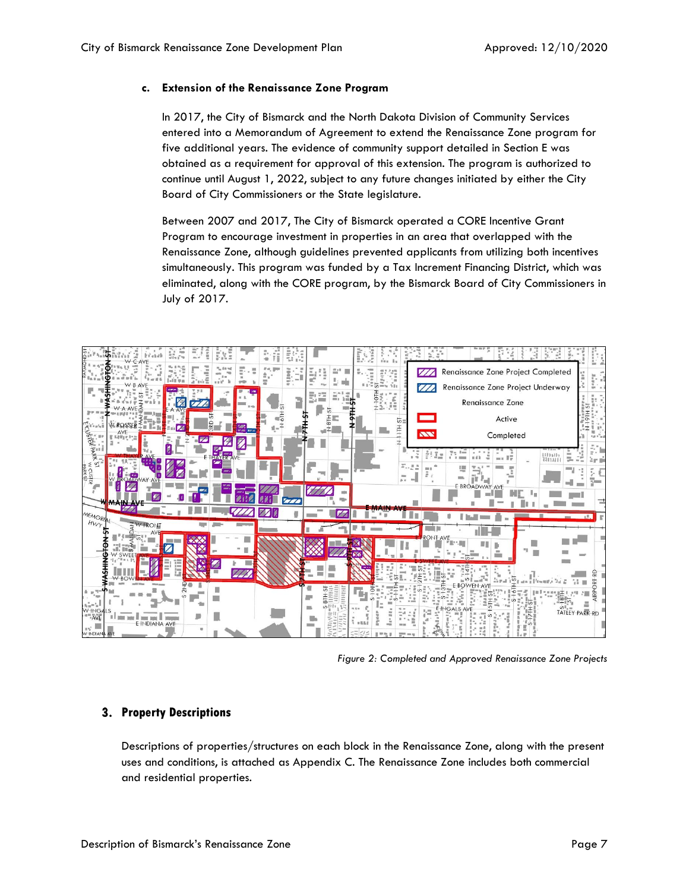#### c. Extension of the Renaissance Zone Program

In 2017, the City of Bismarck and the North Dakota Division of Community Services entered into a Memorandum of Agreement to extend the Renaissance Zone program for five additional years. The evidence of community support detailed in Section E was obtained as a requirement for approval of this extension. The program is authorized to continue until August 1, 2022, subject to any future changes initiated by either the City Board of City Commissioners or the State legislature.

Between 2007 and 2017, The City of Bismarck operated a CORE Incentive Grant Program to encourage investment in properties in an area that overlapped with the Renaissance Zone, although guidelines prevented applicants from utilizing both incentives simultaneously. This program was funded by a Tax Increment Financing District, which was eliminated, along with the CORE program, by the Bismarck Board of City Commissioners in July of 2017.

*Figure 2: Completed and Approved Renaissance Zone Projects*

## 3. Property Descriptions

Descriptions of properties/structures on each block in the Renaissance Zone, along with the present uses and conditions, is attached as Appendix C. The Renaissance Zone includes both commercial and residential properties.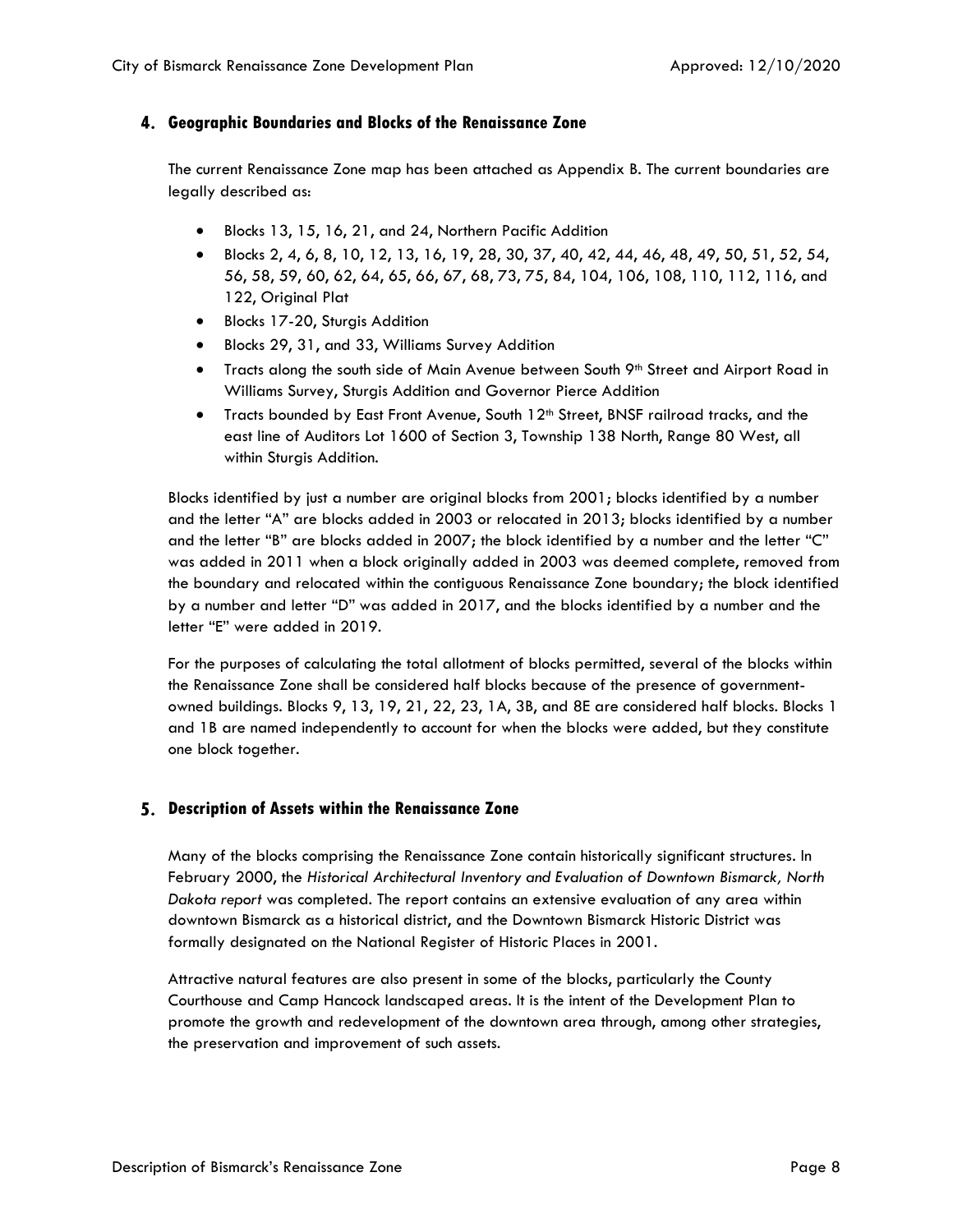## 4. Geographic Boundaries and Blocks of the Renaissance Zone

The current Renaissance Zone map has been attached as Appendix B. The current boundaries are legally described as:

- Blocks 13, 15, 16, 21, and 24, Northern Pacific Addition
- Blocks 2, 4, 6, 8, 10, 12, 13, 16, 19, 28, 30, 37, 40, 42, 44, 46, 48, 49, 50, 51, 52, 54, 56, 58, 59, 60, 62, 64, 65, 66, 67, 68, 73, 75, 84, 104, 106, 108, 110, 112, 116, and 122, Original Plat
- Blocks 17-20, Sturgis Addition
- Blocks 29, 31, and 33, Williams Survey Addition
- Tracts along the south side of Main Avenue between South 9th Street and Airport Road in Williams Survey, Sturgis Addition and Governor Pierce Addition
- Tracts bounded by East Front Avenue, South 12th Street, BNSF railroad tracks, and the east line of Auditors Lot 1600 of Section 3, Township 138 North, Range 80 West, all within Sturgis Addition.

Blocks identified by just a number are original blocks from 2001; blocks identified by a number and the letter "A" are blocks added in 2003 or relocated in 2013; blocks identified by a number and the letter "B" are blocks added in 2007; the block identified by a number and the letter "C" was added in 2011 when a block originally added in 2003 was deemed complete, removed from the boundary and relocated within the contiguous Renaissance Zone boundary; the block identified by a number and letter "D" was added in 2017, and the blocks identified by a number and the letter "E" were added in 2019.

For the purposes of calculating the total allotment of blocks permitted, several of the blocks within the Renaissance Zone shall be considered half blocks because of the presence of government-owned buildings. Blocks 9, 13, 19, 21, 22, 23, 1A, 3B, and 8E are considered half blocks. Blocks 1 and 1B are named independently to account for when the blocks were added, but they constitute one block together.

## 5. Description of Assets within the Renaissance Zone

Many of the blocks comprising the Renaissance Zone contain historically significant structures. In February 2000, the *Historical Architectural Inventory and Evaluation of Downtown Bismarck, North Dakota report* was completed. The report contains an extensive evaluation of any area within downtown Bismarck as a historical district, and the Downtown Bismarck Historic District was formally designated on the National Register of Historic Places in 2001.

Attractive natural features are also present in some of the blocks, particularly the County Courthouse and Camp Hancock landscaped areas. It is the intent of the Development Plan to promote the growth and redevelopment of the downtown area through, among other strategies, the preservation and improvement of such assets.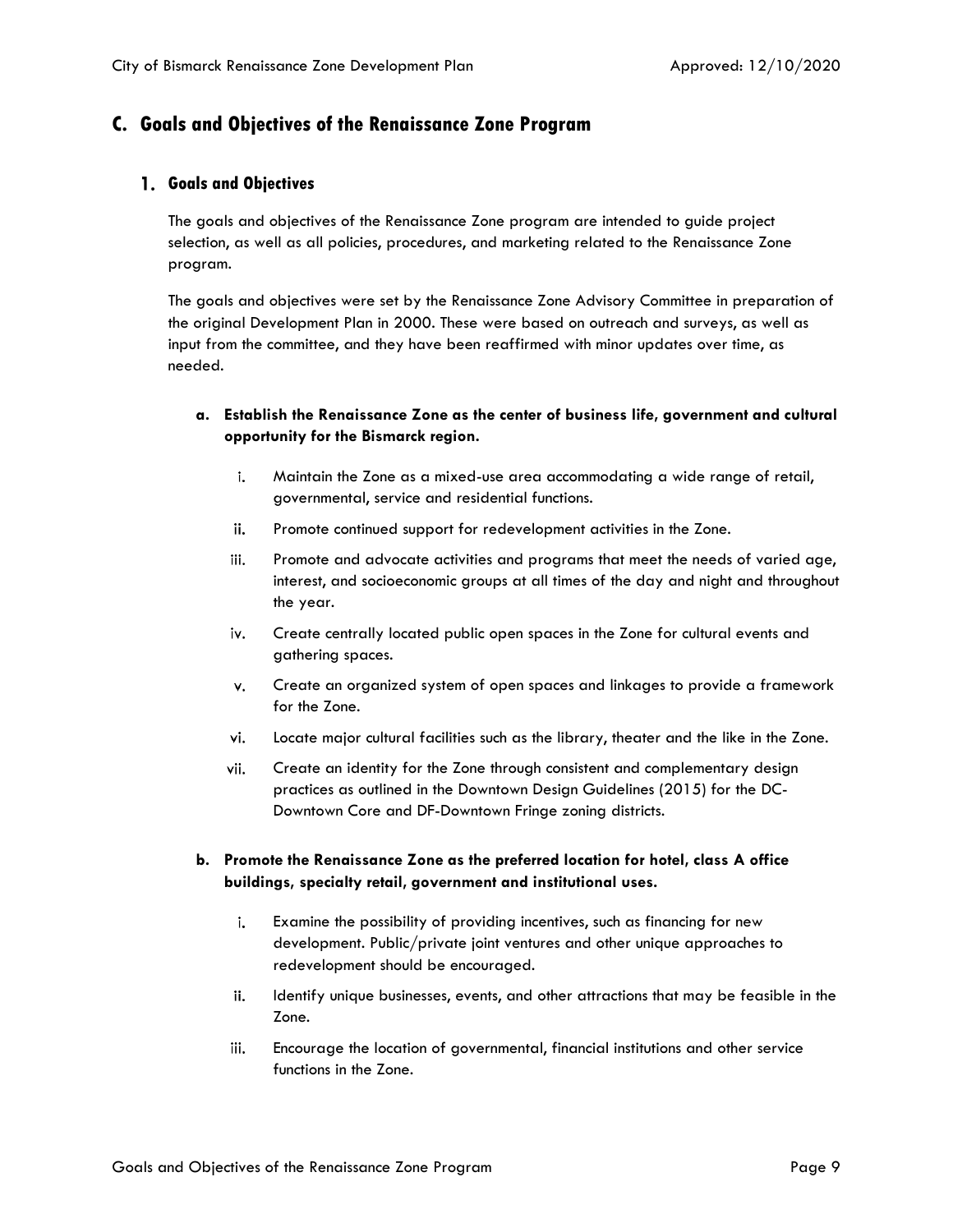## C. Goals and Objectives of the Renaissance Zone Program

### 1. Goals and Objectives

The goals and objectives of the Renaissance Zone program are intended to guide project selection, as well as all policies, procedures, and marketing related to the Renaissance Zone program.

The goals and objectives were set by the Renaissance Zone Advisory Committee in preparation of the original Development Plan in 2000. These were based on outreach and surveys, as well as input from the committee, and they have been reaffirmed with minor updates over time, as needed.

**a. Establish the Renaissance Zone as the center of business life, government and cultural opportunity for the Bismarck region.**

i. Maintain the Zone as a mixed-use area accommodating a wide range of retail, governmental, service and residential functions.

ii. Promote continued support for redevelopment activities in the Zone.

iii. Promote and advocate activities and programs that meet the needs of varied age, interest, and socioeconomic groups at all times of the day and night and throughout the year.

iv. Create centrally located public open spaces in the Zone for cultural events and gathering spaces.

v. Create an organized system of open spaces and linkages to provide a framework for the Zone.

vi. Locate major cultural facilities such as the library, theater and the like in the Zone.

vii. Create an identity for the Zone through consistent and complementary design practices as outlined in the Downtown Design Guidelines (2015) for the DC-Downtown Core and DF-Downtown Fringe zoning districts.

**b. Promote the Renaissance Zone as the preferred location for hotel, class A office buildings, specialty retail, government and institutional uses.**

i. Examine the possibility of providing incentives, such as financing for new development. Public/private joint ventures and other unique approaches to redevelopment should be encouraged.

ii. Identify unique businesses, events, and other attractions that may be feasible in the Zone.

iii. Encourage the location of governmental, financial institutions and other service functions in the Zone.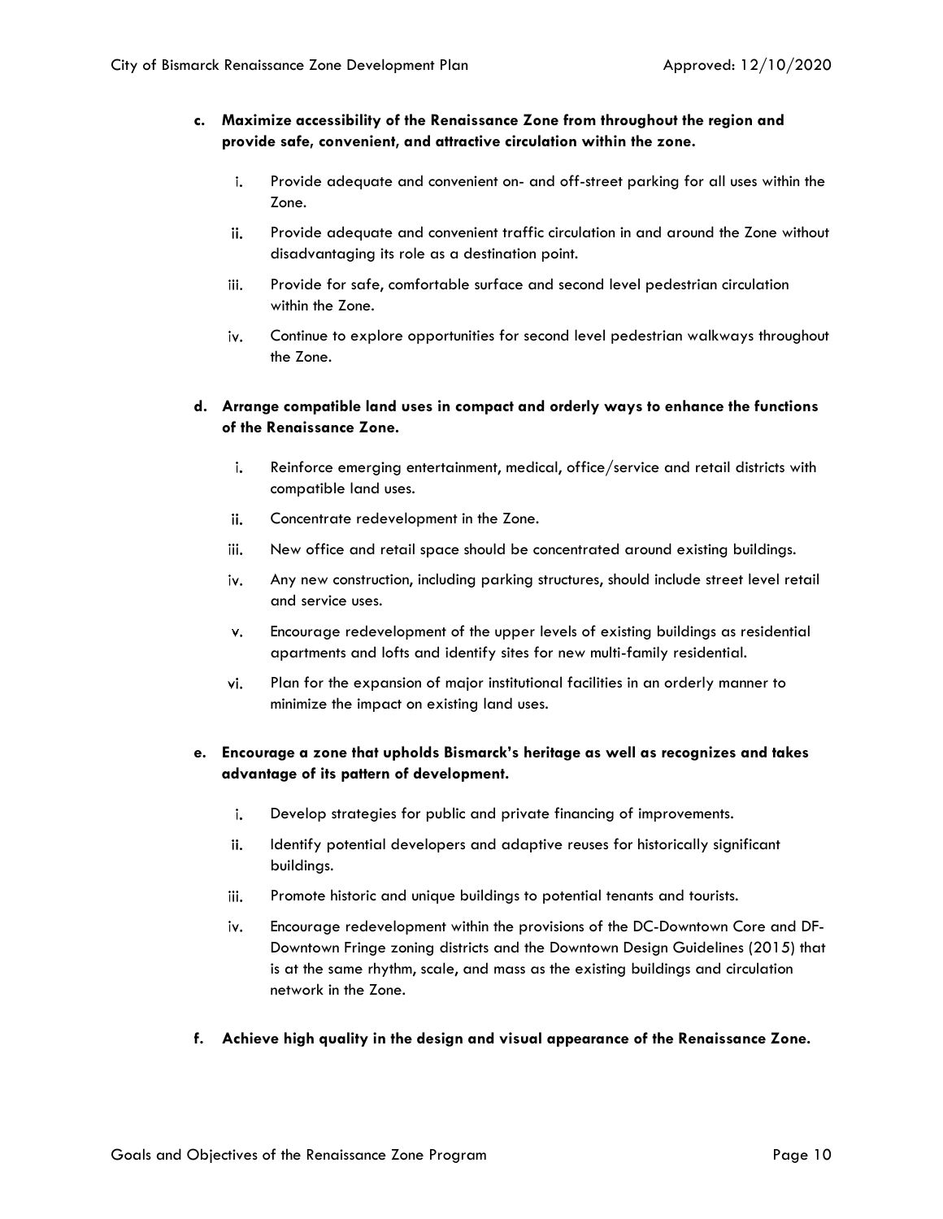**c. Maximize accessibility of the Renaissance Zone from throughout the region and provide safe, convenient, and attractive circulation within the zone.**

   i. Provide adequate and convenient on- and off-street parking for all uses within the Zone.

   ii. Provide adequate and convenient traffic circulation in and around the Zone without disadvantaging its role as a destination point.

   iii. Provide for safe, comfortable surface and second level pedestrian circulation within the Zone.

   iv. Continue to explore opportunities for second level pedestrian walkways throughout the Zone.

**d. Arrange compatible land uses in compact and orderly ways to enhance the functions of the Renaissance Zone.**

   i. Reinforce emerging entertainment, medical, office/service and retail districts with compatible land uses.

   ii. Concentrate redevelopment in the Zone.

   iii. New office and retail space should be concentrated around existing buildings.

   iv. Any new construction, including parking structures, should include street level retail and service uses.

   v. Encourage redevelopment of the upper levels of existing buildings as residential apartments and lofts and identify sites for new multi-family residential.

   vi. Plan for the expansion of major institutional facilities in an orderly manner to minimize the impact on existing land uses.

**e. Encourage a zone that upholds Bismarck's heritage as well as recognizes and takes advantage of its pattern of development.**

   i. Develop strategies for public and private financing of improvements.

   ii. Identify potential developers and adaptive reuses for historically significant buildings.

   iii. Promote historic and unique buildings to potential tenants and tourists.

   iv. Encourage redevelopment within the provisions of the DC-Downtown Core and DF-Downtown Fringe zoning districts and the Downtown Design Guidelines (2015) that is at the same rhythm, scale, and mass as the existing buildings and circulation network in the Zone.

**f. Achieve high quality in the design and visual appearance of the Renaissance Zone.**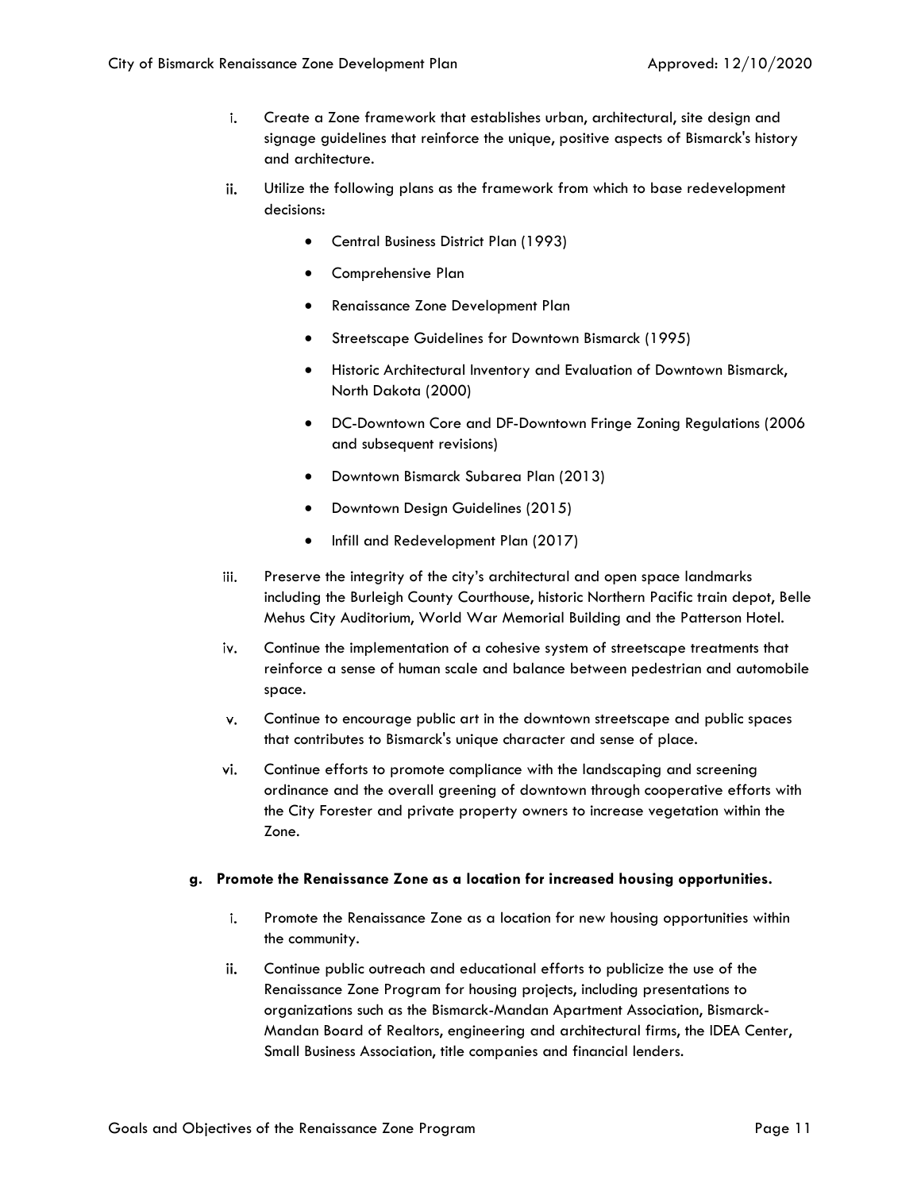i. Create a Zone framework that establishes urban, architectural, site design and signage guidelines that reinforce the unique, positive aspects of Bismarck's history and architecture.

ii. Utilize the following plans as the framework from which to base redevelopment decisions:

   - Central Business District Plan (1993)
   - Comprehensive Plan
   - Renaissance Zone Development Plan
   - Streetscape Guidelines for Downtown Bismarck (1995)
   - Historic Architectural Inventory and Evaluation of Downtown Bismarck, North Dakota (2000)
   - DC-Downtown Core and DF-Downtown Fringe Zoning Regulations (2006 and subsequent revisions)
   - Downtown Bismarck Subarea Plan (2013)
   - Downtown Design Guidelines (2015)
   - Infill and Redevelopment Plan (2017)

iii. Preserve the integrity of the city's architectural and open space landmarks including the Burleigh County Courthouse, historic Northern Pacific train depot, Belle Mehus City Auditorium, World War Memorial Building and the Patterson Hotel.

iv. Continue the implementation of a cohesive system of streetscape treatments that reinforce a sense of human scale and balance between pedestrian and automobile space.

v. Continue to encourage public art in the downtown streetscape and public spaces that contributes to Bismarck's unique character and sense of place.

vi. Continue efforts to promote compliance with the landscaping and screening ordinance and the overall greening of downtown through cooperative efforts with the City Forester and private property owners to increase vegetation within the Zone.

**g. Promote the Renaissance Zone as a location for increased housing opportunities.**

i. Promote the Renaissance Zone as a location for new housing opportunities within the community.

ii. Continue public outreach and educational efforts to publicize the use of the Renaissance Zone Program for housing projects, including presentations to organizations such as the Bismarck-Mandan Apartment Association, Bismarck-Mandan Board of Realtors, engineering and architectural firms, the IDEA Center, Small Business Association, title companies and financial lenders.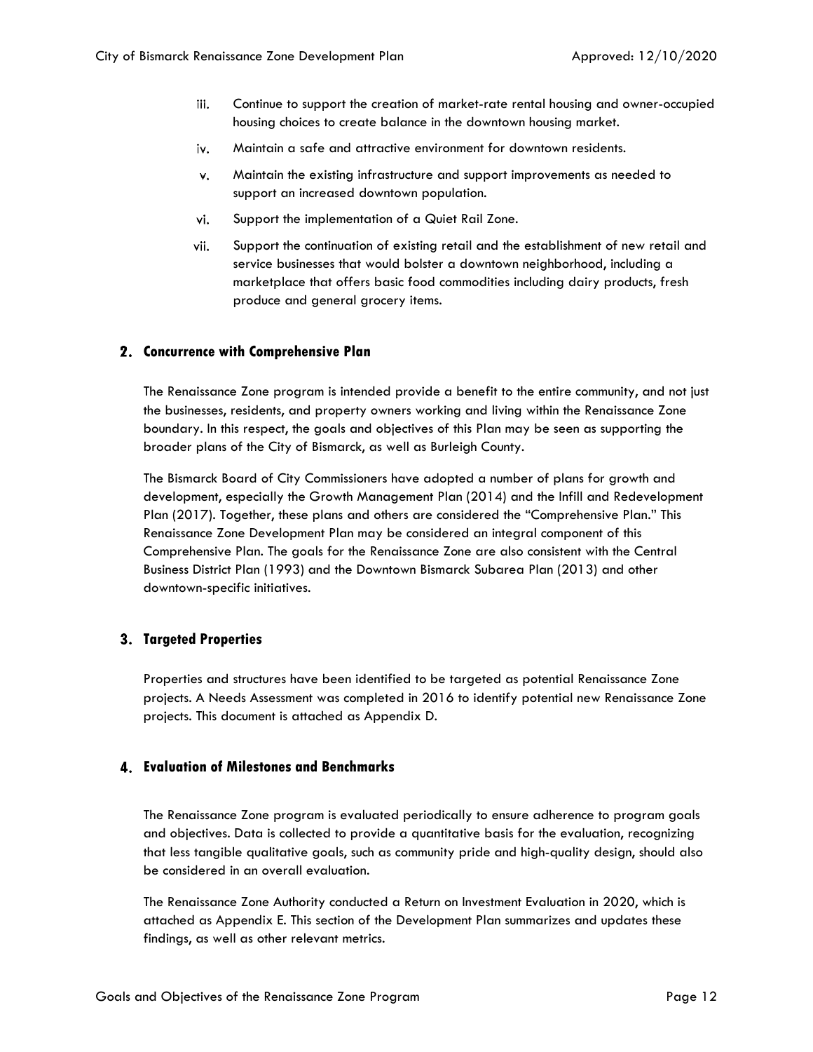iii. Continue to support the creation of market-rate rental housing and owner-occupied housing choices to create balance in the downtown housing market.

iv. Maintain a safe and attractive environment for downtown residents.

v. Maintain the existing infrastructure and support improvements as needed to support an increased downtown population.

vi. Support the implementation of a Quiet Rail Zone.

vii. Support the continuation of existing retail and the establishment of new retail and service businesses that would bolster a downtown neighborhood, including a marketplace that offers basic food commodities including dairy products, fresh produce and general grocery items.

## 2. Concurrence with Comprehensive Plan

The Renaissance Zone program is intended provide a benefit to the entire community, and not just the businesses, residents, and property owners working and living within the Renaissance Zone boundary. In this respect, the goals and objectives of this Plan may be seen as supporting the broader plans of the City of Bismarck, as well as Burleigh County.

The Bismarck Board of City Commissioners have adopted a number of plans for growth and development, especially the Growth Management Plan (2014) and the Infill and Redevelopment Plan (2017). Together, these plans and others are considered the "Comprehensive Plan." This Renaissance Zone Development Plan may be considered an integral component of this Comprehensive Plan. The goals for the Renaissance Zone are also consistent with the Central Business District Plan (1993) and the Downtown Bismarck Subarea Plan (2013) and other downtown-specific initiatives.

## 3. Targeted Properties

Properties and structures have been identified to be targeted as potential Renaissance Zone projects. A Needs Assessment was completed in 2016 to identify potential new Renaissance Zone projects. This document is attached as Appendix D.

## 4. Evaluation of Milestones and Benchmarks

The Renaissance Zone program is evaluated periodically to ensure adherence to program goals and objectives. Data is collected to provide a quantitative basis for the evaluation, recognizing that less tangible qualitative goals, such as community pride and high-quality design, should also be considered in an overall evaluation.

The Renaissance Zone Authority conducted a Return on Investment Evaluation in 2020, which is attached as Appendix E. This section of the Development Plan summarizes and updates these findings, as well as other relevant metrics.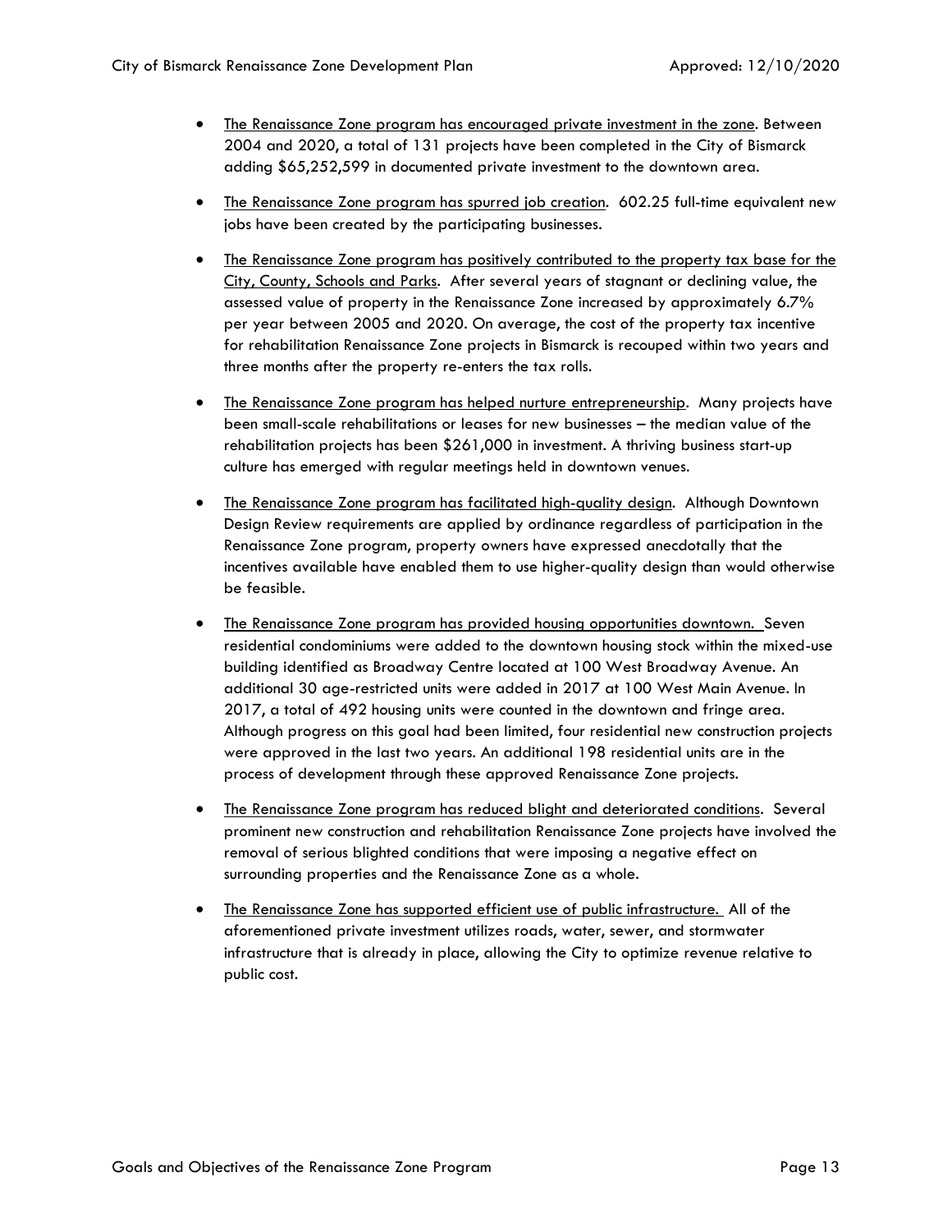- <u>The Renaissance Zone program has encouraged private investment in the zone</u>. Between 2004 and 2020, a total of 131 projects have been completed in the City of Bismarck adding $65,252,599 in documented private investment to the downtown area.

- <u>The Renaissance Zone program has spurred job creation</u>. 602.25 full-time equivalent new jobs have been created by the participating businesses.

- <u>The Renaissance Zone program has positively contributed to the property tax base for the City, County, Schools and Parks</u>. After several years of stagnant or declining value, the assessed value of property in the Renaissance Zone increased by approximately 6.7% per year between 2005 and 2020. On average, the cost of the property tax incentive for rehabilitation Renaissance Zone projects in Bismarck is recouped within two years and three months after the property re-enters the tax rolls.

- <u>The Renaissance Zone program has helped nurture entrepreneurship</u>. Many projects have been small-scale rehabilitations or leases for new businesses – the median value of the rehabilitation projects has been $261,000 in investment. A thriving business start-up culture has emerged with regular meetings held in downtown venues.

- <u>The Renaissance Zone program has facilitated high-quality design</u>. Although Downtown Design Review requirements are applied by ordinance regardless of participation in the Renaissance Zone program, property owners have expressed anecdotally that the incentives available have enabled them to use higher-quality design than would otherwise be feasible.

- <u>The Renaissance Zone program has provided housing opportunities downtown.</u> Seven residential condominiums were added to the downtown housing stock within the mixed-use building identified as Broadway Centre located at 100 West Broadway Avenue. An additional 30 age-restricted units were added in 2017 at 100 West Main Avenue. In 2017, a total of 492 housing units were counted in the downtown and fringe area. Although progress on this goal had been limited, four residential new construction projects were approved in the last two years. An additional 198 residential units are in the process of development through these approved Renaissance Zone projects.

- <u>The Renaissance Zone program has reduced blight and deteriorated conditions</u>. Several prominent new construction and rehabilitation Renaissance Zone projects have involved the removal of serious blighted conditions that were imposing a negative effect on surrounding properties and the Renaissance Zone as a whole.

- <u>The Renaissance Zone has supported efficient use of public infrastructure.</u> All of the aforementioned private investment utilizes roads, water, sewer, and stormwater infrastructure that is already in place, allowing the City to optimize revenue relative to public cost.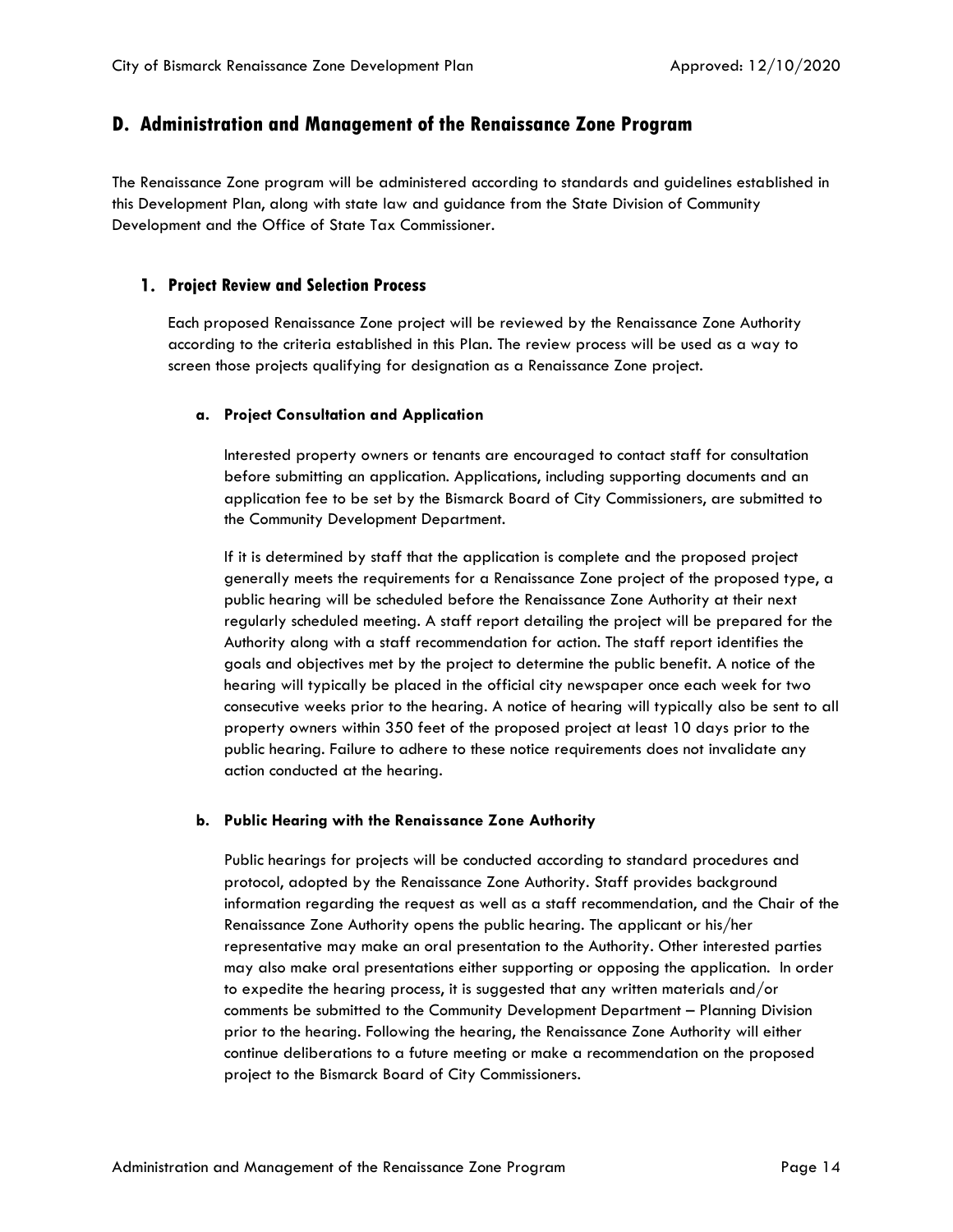## D. Administration and Management of the Renaissance Zone Program

The Renaissance Zone program will be administered according to standards and guidelines established in this Development Plan, along with state law and guidance from the State Division of Community Development and the Office of State Tax Commissioner.

### 1. Project Review and Selection Process

Each proposed Renaissance Zone project will be reviewed by the Renaissance Zone Authority according to the criteria established in this Plan. The review process will be used as a way to screen those projects qualifying for designation as a Renaissance Zone project.

#### a. Project Consultation and Application

Interested property owners or tenants are encouraged to contact staff for consultation before submitting an application. Applications, including supporting documents and an application fee to be set by the Bismarck Board of City Commissioners, are submitted to the Community Development Department.

If it is determined by staff that the application is complete and the proposed project generally meets the requirements for a Renaissance Zone project of the proposed type, a public hearing will be scheduled before the Renaissance Zone Authority at their next regularly scheduled meeting. A staff report detailing the project will be prepared for the Authority along with a staff recommendation for action. The staff report identifies the goals and objectives met by the project to determine the public benefit. A notice of the hearing will typically be placed in the official city newspaper once each week for two consecutive weeks prior to the hearing. A notice of hearing will typically also be sent to all property owners within 350 feet of the proposed project at least 10 days prior to the public hearing. Failure to adhere to these notice requirements does not invalidate any action conducted at the hearing.

#### b. Public Hearing with the Renaissance Zone Authority

Public hearings for projects will be conducted according to standard procedures and protocol, adopted by the Renaissance Zone Authority. Staff provides background information regarding the request as well as a staff recommendation, and the Chair of the Renaissance Zone Authority opens the public hearing. The applicant or his/her representative may make an oral presentation to the Authority. Other interested parties may also make oral presentations either supporting or opposing the application. In order to expedite the hearing process, it is suggested that any written materials and/or comments be submitted to the Community Development Department – Planning Division prior to the hearing. Following the hearing, the Renaissance Zone Authority will either continue deliberations to a future meeting or make a recommendation on the proposed project to the Bismarck Board of City Commissioners.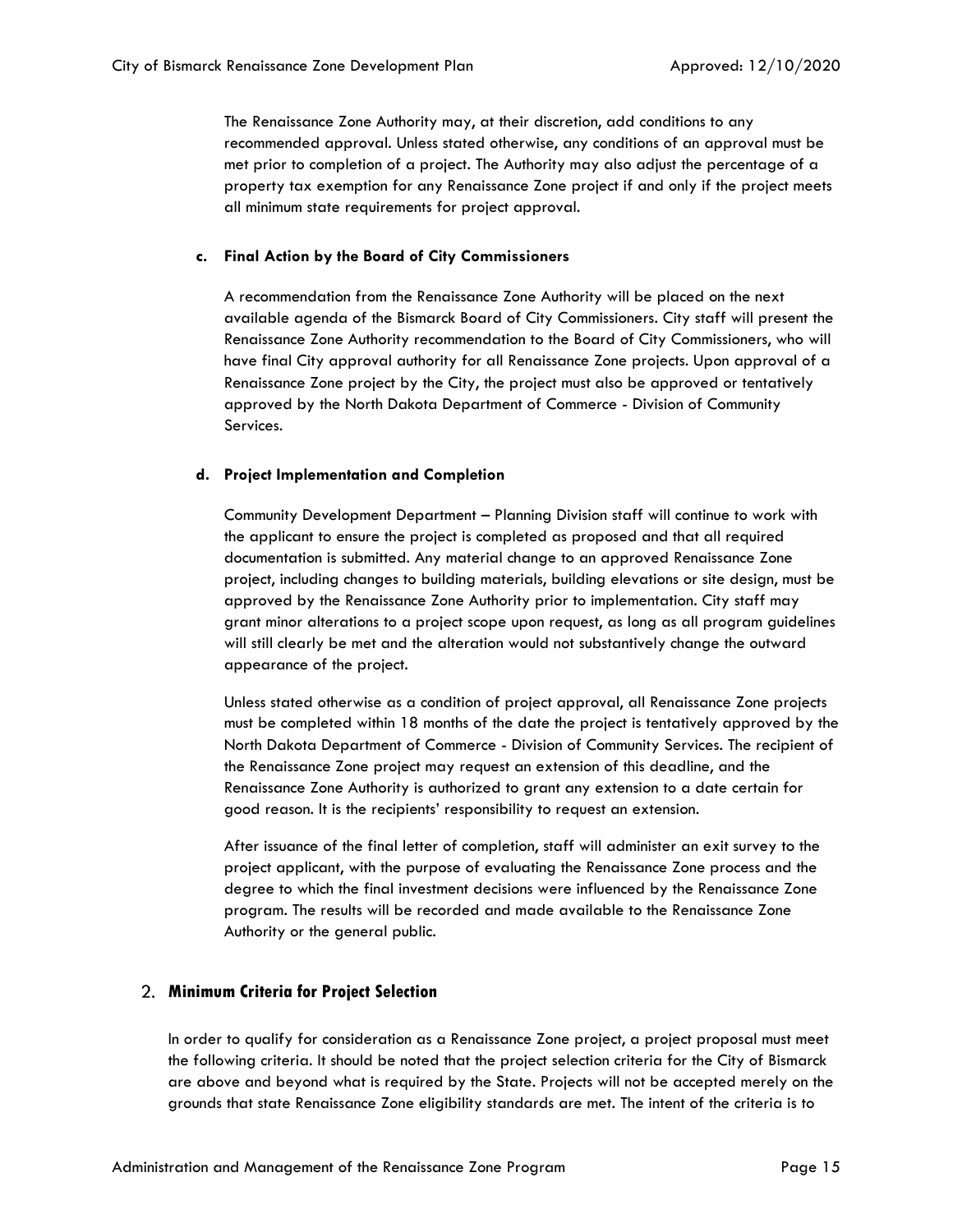The Renaissance Zone Authority may, at their discretion, add conditions to any recommended approval. Unless stated otherwise, any conditions of an approval must be met prior to completion of a project. The Authority may also adjust the percentage of a property tax exemption for any Renaissance Zone project if and only if the project meets all minimum state requirements for project approval.

#### c. Final Action by the Board of City Commissioners

A recommendation from the Renaissance Zone Authority will be placed on the next available agenda of the Bismarck Board of City Commissioners. City staff will present the Renaissance Zone Authority recommendation to the Board of City Commissioners, who will have final City approval authority for all Renaissance Zone projects. Upon approval of a Renaissance Zone project by the City, the project must also be approved or tentatively approved by the North Dakota Department of Commerce - Division of Community Services.

#### d. Project Implementation and Completion

Community Development Department – Planning Division staff will continue to work with the applicant to ensure the project is completed as proposed and that all required documentation is submitted. Any material change to an approved Renaissance Zone project, including changes to building materials, building elevations or site design, must be approved by the Renaissance Zone Authority prior to implementation. City staff may grant minor alterations to a project scope upon request, as long as all program guidelines will still clearly be met and the alteration would not substantively change the outward appearance of the project.

Unless stated otherwise as a condition of project approval, all Renaissance Zone projects must be completed within 18 months of the date the project is tentatively approved by the North Dakota Department of Commerce - Division of Community Services. The recipient of the Renaissance Zone project may request an extension of this deadline, and the Renaissance Zone Authority is authorized to grant any extension to a date certain for good reason. It is the recipients' responsibility to request an extension.

After issuance of the final letter of completion, staff will administer an exit survey to the project applicant, with the purpose of evaluating the Renaissance Zone process and the degree to which the final investment decisions were influenced by the Renaissance Zone program. The results will be recorded and made available to the Renaissance Zone Authority or the general public.

### 2. Minimum Criteria for Project Selection

In order to qualify for consideration as a Renaissance Zone project, a project proposal must meet the following criteria. It should be noted that the project selection criteria for the City of Bismarck are above and beyond what is required by the State. Projects will not be accepted merely on the grounds that state Renaissance Zone eligibility standards are met. The intent of the criteria is to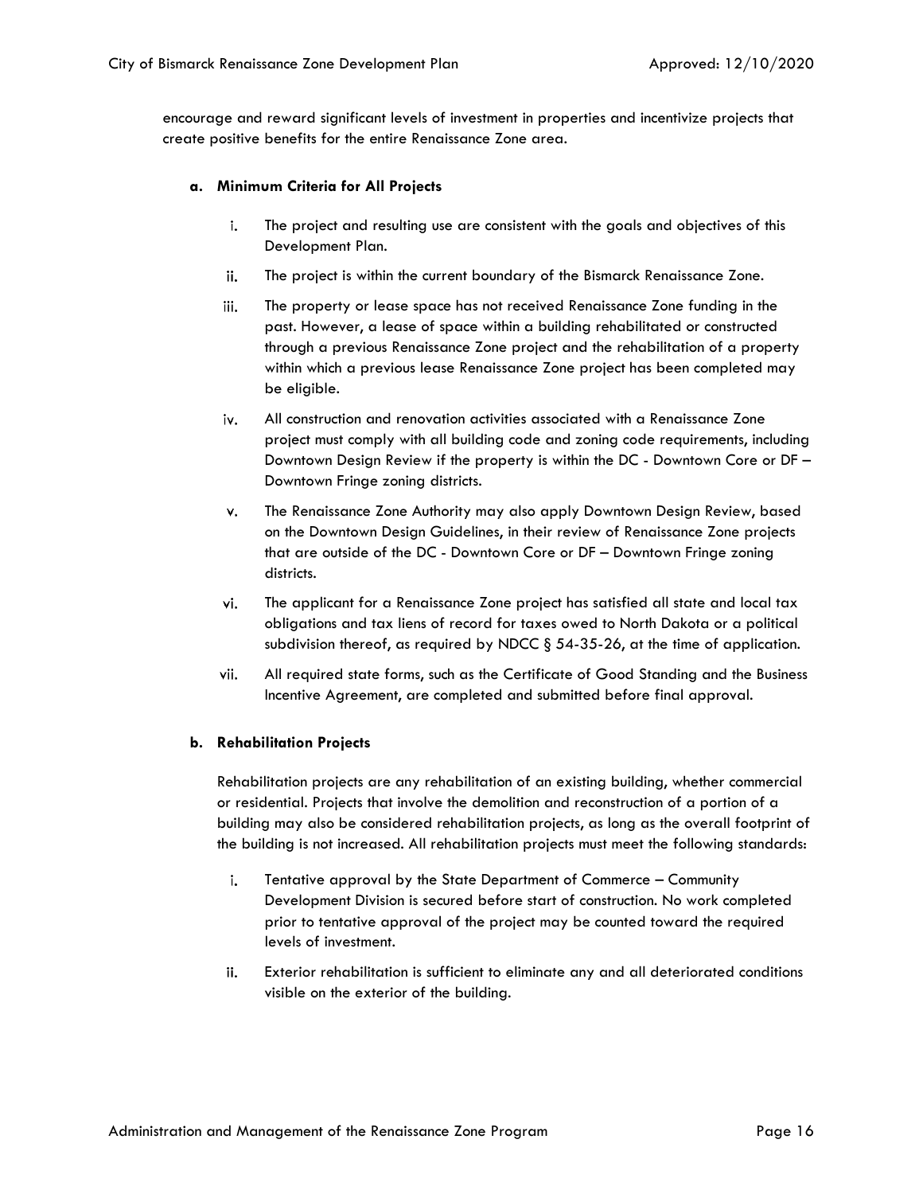encourage and reward significant levels of investment in properties and incentivize projects that create positive benefits for the entire Renaissance Zone area.

**a. Minimum Criteria for All Projects**

i. The project and resulting use are consistent with the goals and objectives of this Development Plan.

ii. The project is within the current boundary of the Bismarck Renaissance Zone.

iii. The property or lease space has not received Renaissance Zone funding in the past. However, a lease of space within a building rehabilitated or constructed through a previous Renaissance Zone project and the rehabilitation of a property within which a previous lease Renaissance Zone project has been completed may be eligible.

iv. All construction and renovation activities associated with a Renaissance Zone project must comply with all building code and zoning code requirements, including Downtown Design Review if the property is within the DC - Downtown Core or DF – Downtown Fringe zoning districts.

v. The Renaissance Zone Authority may also apply Downtown Design Review, based on the Downtown Design Guidelines, in their review of Renaissance Zone projects that are outside of the DC - Downtown Core or DF – Downtown Fringe zoning districts.

vi. The applicant for a Renaissance Zone project has satisfied all state and local tax obligations and tax liens of record for taxes owed to North Dakota or a political subdivision thereof, as required by NDCC § 54-35-26, at the time of application.

vii. All required state forms, such as the Certificate of Good Standing and the Business Incentive Agreement, are completed and submitted before final approval.

**b. Rehabilitation Projects**

Rehabilitation projects are any rehabilitation of an existing building, whether commercial or residential. Projects that involve the demolition and reconstruction of a portion of a building may also be considered rehabilitation projects, as long as the overall footprint of the building is not increased. All rehabilitation projects must meet the following standards:

i. Tentative approval by the State Department of Commerce – Community Development Division is secured before start of construction. No work completed prior to tentative approval of the project may be counted toward the required levels of investment.

ii. Exterior rehabilitation is sufficient to eliminate any and all deteriorated conditions visible on the exterior of the building.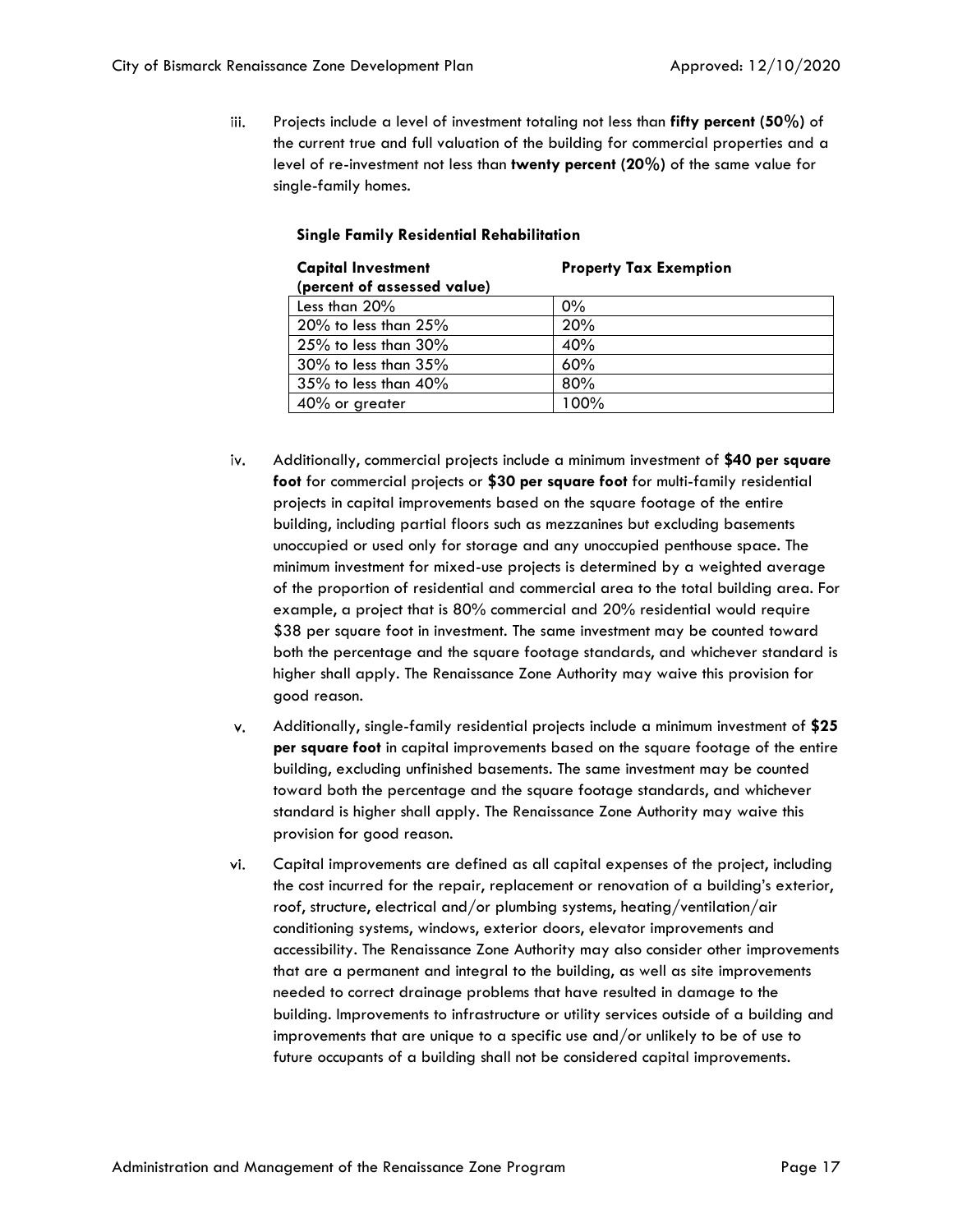iii. Projects include a level of investment totaling not less than **fifty percent (50%)** of the current true and full valuation of the building for commercial properties and a level of re-investment not less than **twenty percent (20%)** of the same value for single-family homes.

**Single Family Residential Rehabilitation**

| Capital Investment (percent of assessed value) | Property Tax Exemption |
|---|---|
| Less than 20% | 0% |
| 20% to less than 25% | 20% |
| 25% to less than 30% | 40% |
| 30% to less than 35% | 60% |
| 35% to less than 40% | 80% |
| 40% or greater | 100% |

iv. Additionally, commercial projects include a minimum investment of **$40 per square foot** for commercial projects or **$30 per square foot** for multi-family residential projects in capital improvements based on the square footage of the entire building, including partial floors such as mezzanines but excluding basements unoccupied or used only for storage and any unoccupied penthouse space. The minimum investment for mixed-use projects is determined by a weighted average of the proportion of residential and commercial area to the total building area. For example, a project that is 80% commercial and 20% residential would require $38 per square foot in investment. The same investment may be counted toward both the percentage and the square footage standards, and whichever standard is higher shall apply. The Renaissance Zone Authority may waive this provision for good reason.

v. Additionally, single-family residential projects include a minimum investment of **$25 per square foot** in capital improvements based on the square footage of the entire building, excluding unfinished basements. The same investment may be counted toward both the percentage and the square footage standards, and whichever standard is higher shall apply. The Renaissance Zone Authority may waive this provision for good reason.

vi. Capital improvements are defined as all capital expenses of the project, including the cost incurred for the repair, replacement or renovation of a building's exterior, roof, structure, electrical and/or plumbing systems, heating/ventilation/air conditioning systems, windows, exterior doors, elevator improvements and accessibility. The Renaissance Zone Authority may also consider other improvements that are a permanent and integral to the building, as well as site improvements needed to correct drainage problems that have resulted in damage to the building. Improvements to infrastructure or utility services outside of a building and improvements that are unique to a specific use and/or unlikely to be of use to future occupants of a building shall not be considered capital improvements.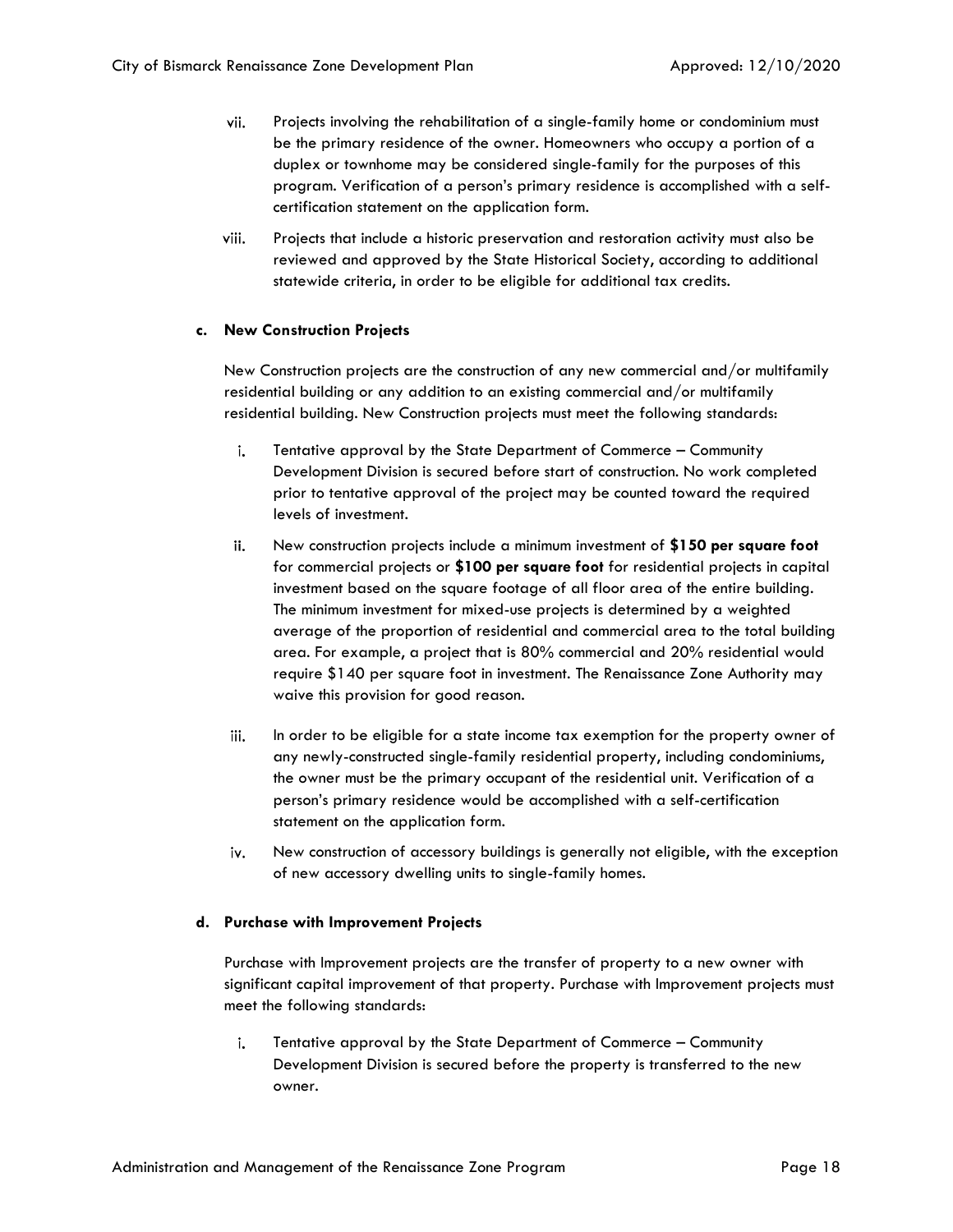vii. Projects involving the rehabilitation of a single-family home or condominium must be the primary residence of the owner. Homeowners who occupy a portion of a duplex or townhome may be considered single-family for the purposes of this program. Verification of a person's primary residence is accomplished with a self-certification statement on the application form.

viii. Projects that include a historic preservation and restoration activity must also be reviewed and approved by the State Historical Society, according to additional statewide criteria, in order to be eligible for additional tax credits.

**c. New Construction Projects**

New Construction projects are the construction of any new commercial and/or multifamily residential building or any addition to an existing commercial and/or multifamily residential building. New Construction projects must meet the following standards:

i. Tentative approval by the State Department of Commerce – Community Development Division is secured before start of construction. No work completed prior to tentative approval of the project may be counted toward the required levels of investment.

ii. New construction projects include a minimum investment of **$150 per square foot** for commercial projects or **$100 per square foot** for residential projects in capital investment based on the square footage of all floor area of the entire building. The minimum investment for mixed-use projects is determined by a weighted average of the proportion of residential and commercial area to the total building area. For example, a project that is 80% commercial and 20% residential would require $140 per square foot in investment. The Renaissance Zone Authority may waive this provision for good reason.

iii. In order to be eligible for a state income tax exemption for the property owner of any newly-constructed single-family residential property, including condominiums, the owner must be the primary occupant of the residential unit. Verification of a person's primary residence would be accomplished with a self-certification statement on the application form.

iv. New construction of accessory buildings is generally not eligible, with the exception of new accessory dwelling units to single-family homes.

**d. Purchase with Improvement Projects**

Purchase with Improvement projects are the transfer of property to a new owner with significant capital improvement of that property. Purchase with Improvement projects must meet the following standards:

i. Tentative approval by the State Department of Commerce – Community Development Division is secured before the property is transferred to the new owner.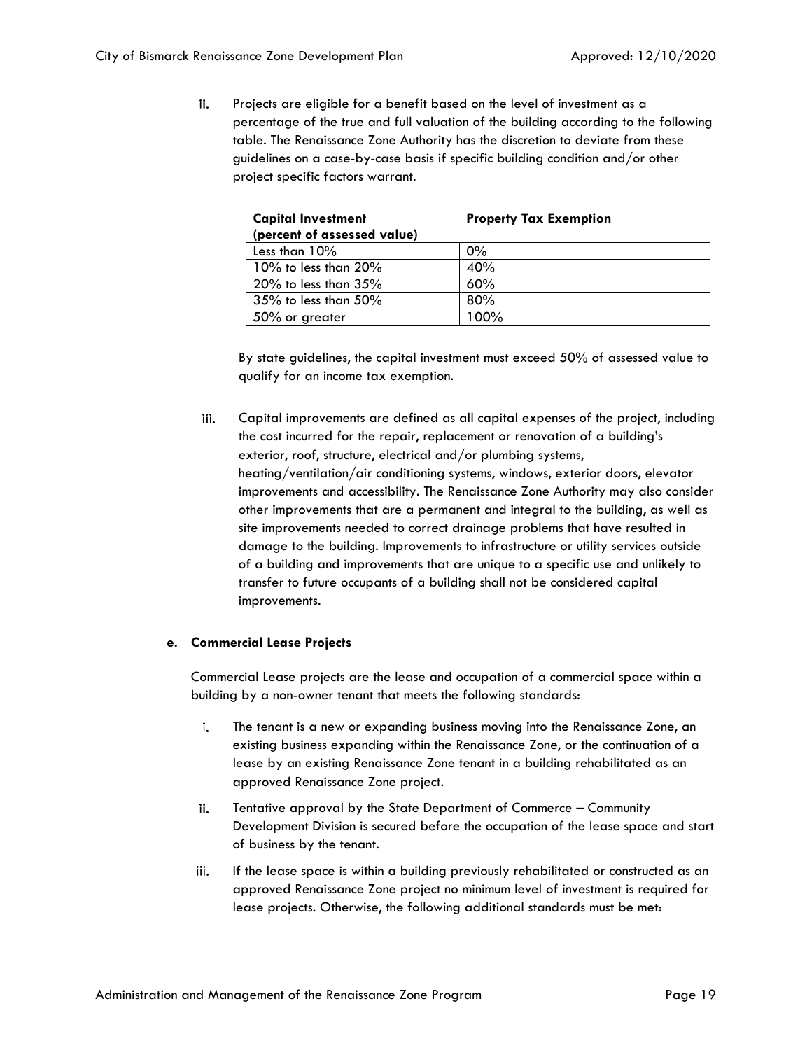ii. Projects are eligible for a benefit based on the level of investment as a percentage of the true and full valuation of the building according to the following table. The Renaissance Zone Authority has the discretion to deviate from these guidelines on a case-by-case basis if specific building condition and/or other project specific factors warrant.

| Capital Investment (percent of assessed value) | Property Tax Exemption |
|---|---|
| Less than 10% | 0% |
| 10% to less than 20% | 40% |
| 20% to less than 35% | 60% |
| 35% to less than 50% | 80% |
| 50% or greater | 100% |

By state guidelines, the capital investment must exceed 50% of assessed value to qualify for an income tax exemption.

iii. Capital improvements are defined as all capital expenses of the project, including the cost incurred for the repair, replacement or renovation of a building's exterior, roof, structure, electrical and/or plumbing systems, heating/ventilation/air conditioning systems, windows, exterior doors, elevator improvements and accessibility. The Renaissance Zone Authority may also consider other improvements that are a permanent and integral to the building, as well as site improvements needed to correct drainage problems that have resulted in damage to the building. Improvements to infrastructure or utility services outside of a building and improvements that are unique to a specific use and unlikely to transfer to future occupants of a building shall not be considered capital improvements.

**e. Commercial Lease Projects**

Commercial Lease projects are the lease and occupation of a commercial space within a building by a non-owner tenant that meets the following standards:

i. The tenant is a new or expanding business moving into the Renaissance Zone, an existing business expanding within the Renaissance Zone, or the continuation of a lease by an existing Renaissance Zone tenant in a building rehabilitated as an approved Renaissance Zone project.

ii. Tentative approval by the State Department of Commerce – Community Development Division is secured before the occupation of the lease space and start of business by the tenant.

iii. If the lease space is within a building previously rehabilitated or constructed as an approved Renaissance Zone project no minimum level of investment is required for lease projects. Otherwise, the following additional standards must be met: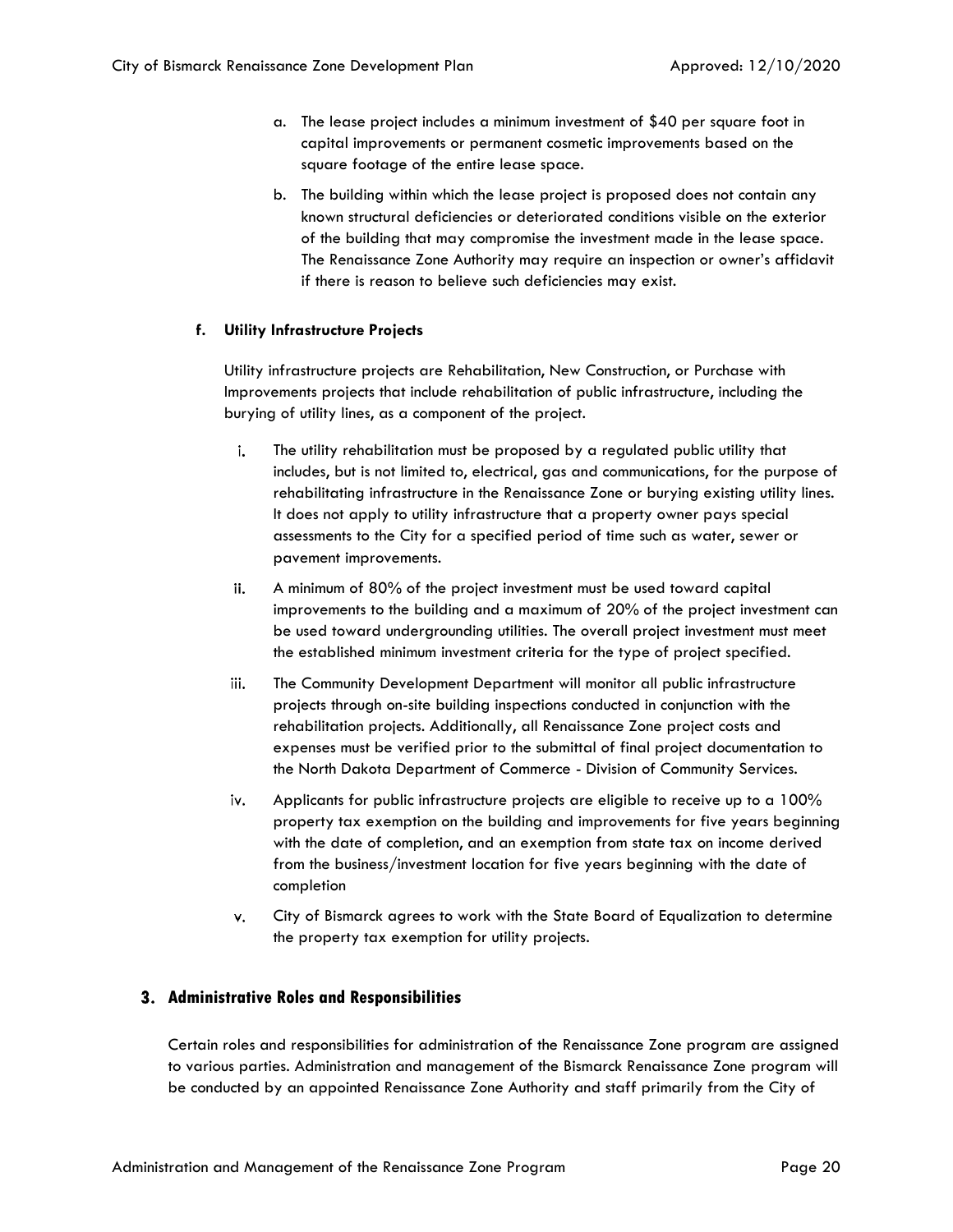a. The lease project includes a minimum investment of $40 per square foot in capital improvements or permanent cosmetic improvements based on the square footage of the entire lease space.

b. The building within which the lease project is proposed does not contain any known structural deficiencies or deteriorated conditions visible on the exterior of the building that may compromise the investment made in the lease space. The Renaissance Zone Authority may require an inspection or owner's affidavit if there is reason to believe such deficiencies may exist.

#### f. Utility Infrastructure Projects

Utility infrastructure projects are Rehabilitation, New Construction, or Purchase with Improvements projects that include rehabilitation of public infrastructure, including the burying of utility lines, as a component of the project.

i. The utility rehabilitation must be proposed by a regulated public utility that includes, but is not limited to, electrical, gas and communications, for the purpose of rehabilitating infrastructure in the Renaissance Zone or burying existing utility lines. It does not apply to utility infrastructure that a property owner pays special assessments to the City for a specified period of time such as water, sewer or pavement improvements.

ii. A minimum of 80% of the project investment must be used toward capital improvements to the building and a maximum of 20% of the project investment can be used toward undergrounding utilities. The overall project investment must meet the established minimum investment criteria for the type of project specified.

iii. The Community Development Department will monitor all public infrastructure projects through on-site building inspections conducted in conjunction with the rehabilitation projects. Additionally, all Renaissance Zone project costs and expenses must be verified prior to the submittal of final project documentation to the North Dakota Department of Commerce - Division of Community Services.

iv. Applicants for public infrastructure projects are eligible to receive up to a 100% property tax exemption on the building and improvements for five years beginning with the date of completion, and an exemption from state tax on income derived from the business/investment location for five years beginning with the date of completion

v. City of Bismarck agrees to work with the State Board of Equalization to determine the property tax exemption for utility projects.

## 3. Administrative Roles and Responsibilities

Certain roles and responsibilities for administration of the Renaissance Zone program are assigned to various parties. Administration and management of the Bismarck Renaissance Zone program will be conducted by an appointed Renaissance Zone Authority and staff primarily from the City of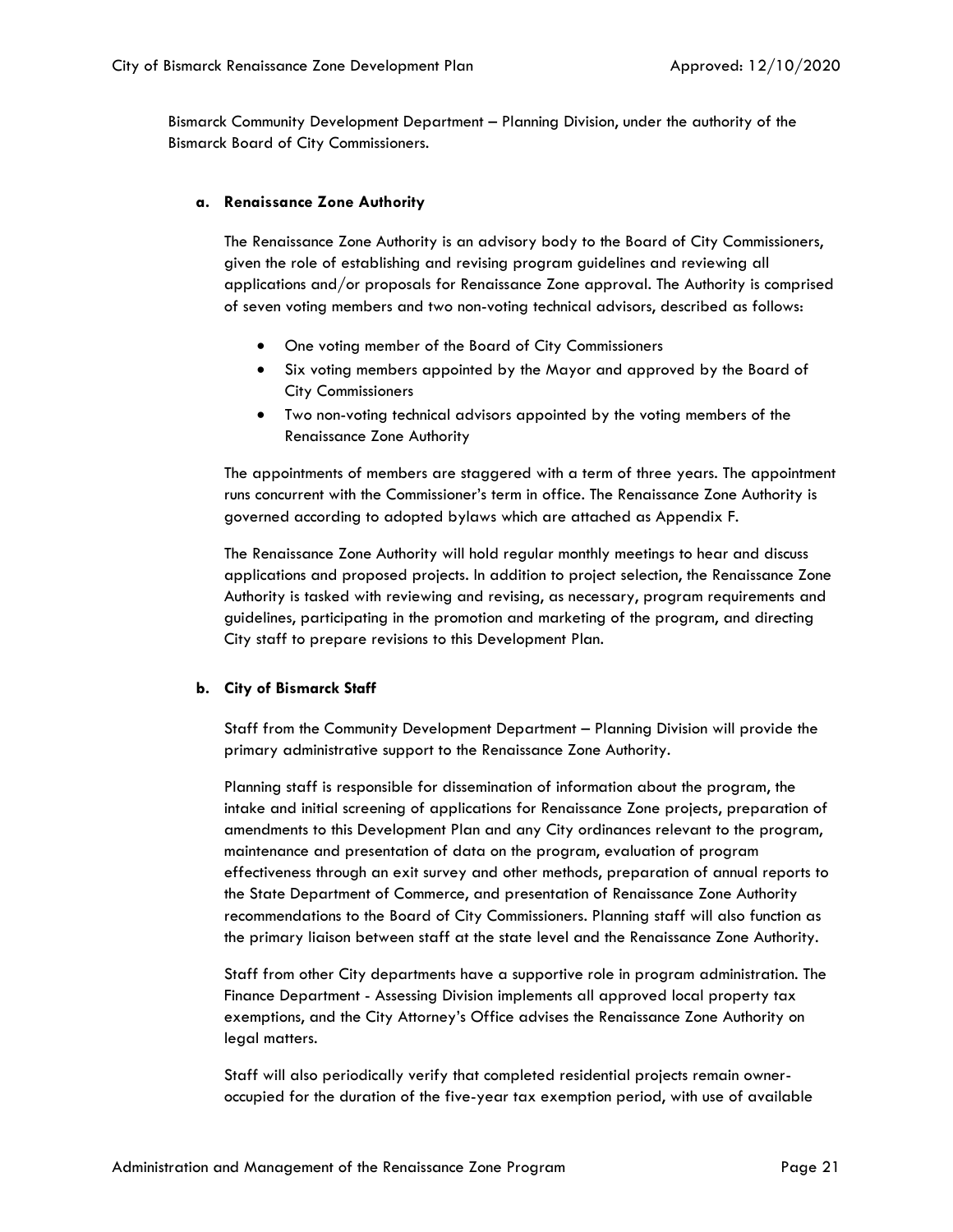Bismarck Community Development Department – Planning Division, under the authority of the Bismarck Board of City Commissioners.

### a. Renaissance Zone Authority

The Renaissance Zone Authority is an advisory body to the Board of City Commissioners, given the role of establishing and revising program guidelines and reviewing all applications and/or proposals for Renaissance Zone approval. The Authority is comprised of seven voting members and two non-voting technical advisors, described as follows:

- One voting member of the Board of City Commissioners
- Six voting members appointed by the Mayor and approved by the Board of City Commissioners
- Two non-voting technical advisors appointed by the voting members of the Renaissance Zone Authority

The appointments of members are staggered with a term of three years. The appointment runs concurrent with the Commissioner's term in office. The Renaissance Zone Authority is governed according to adopted bylaws which are attached as Appendix F.

The Renaissance Zone Authority will hold regular monthly meetings to hear and discuss applications and proposed projects. In addition to project selection, the Renaissance Zone Authority is tasked with reviewing and revising, as necessary, program requirements and guidelines, participating in the promotion and marketing of the program, and directing City staff to prepare revisions to this Development Plan.

### b. City of Bismarck Staff

Staff from the Community Development Department – Planning Division will provide the primary administrative support to the Renaissance Zone Authority.

Planning staff is responsible for dissemination of information about the program, the intake and initial screening of applications for Renaissance Zone projects, preparation of amendments to this Development Plan and any City ordinances relevant to the program, maintenance and presentation of data on the program, evaluation of program effectiveness through an exit survey and other methods, preparation of annual reports to the State Department of Commerce, and presentation of Renaissance Zone Authority recommendations to the Board of City Commissioners. Planning staff will also function as the primary liaison between staff at the state level and the Renaissance Zone Authority.

Staff from other City departments have a supportive role in program administration. The Finance Department - Assessing Division implements all approved local property tax exemptions, and the City Attorney's Office advises the Renaissance Zone Authority on legal matters.

Staff will also periodically verify that completed residential projects remain owner-occupied for the duration of the five-year tax exemption period, with use of available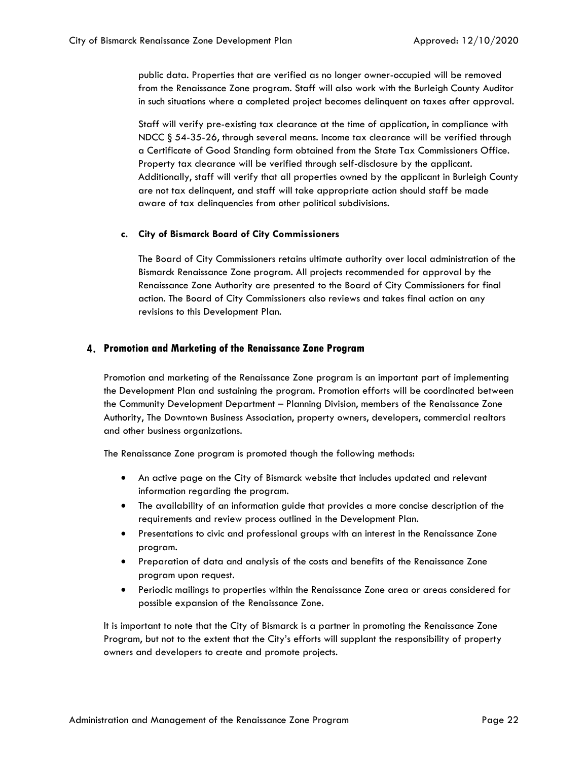public data. Properties that are verified as no longer owner-occupied will be removed from the Renaissance Zone program. Staff will also work with the Burleigh County Auditor in such situations where a completed project becomes delinquent on taxes after approval.

Staff will verify pre-existing tax clearance at the time of application, in compliance with NDCC § 54-35-26, through several means. Income tax clearance will be verified through a Certificate of Good Standing form obtained from the State Tax Commissioners Office. Property tax clearance will be verified through self-disclosure by the applicant. Additionally, staff will verify that all properties owned by the applicant in Burleigh County are not tax delinquent, and staff will take appropriate action should staff be made aware of tax delinquencies from other political subdivisions.

**c. City of Bismarck Board of City Commissioners**

The Board of City Commissioners retains ultimate authority over local administration of the Bismarck Renaissance Zone program. All projects recommended for approval by the Renaissance Zone Authority are presented to the Board of City Commissioners for final action. The Board of City Commissioners also reviews and takes final action on any revisions to this Development Plan.

## 4. Promotion and Marketing of the Renaissance Zone Program

Promotion and marketing of the Renaissance Zone program is an important part of implementing the Development Plan and sustaining the program. Promotion efforts will be coordinated between the Community Development Department – Planning Division, members of the Renaissance Zone Authority, The Downtown Business Association, property owners, developers, commercial realtors and other business organizations.

The Renaissance Zone program is promoted though the following methods:

- An active page on the City of Bismarck website that includes updated and relevant information regarding the program.
- The availability of an information guide that provides a more concise description of the requirements and review process outlined in the Development Plan.
- Presentations to civic and professional groups with an interest in the Renaissance Zone program.
- Preparation of data and analysis of the costs and benefits of the Renaissance Zone program upon request.
- Periodic mailings to properties within the Renaissance Zone area or areas considered for possible expansion of the Renaissance Zone.

It is important to note that the City of Bismarck is a partner in promoting the Renaissance Zone Program, but not to the extent that the City's efforts will supplant the responsibility of property owners and developers to create and promote projects.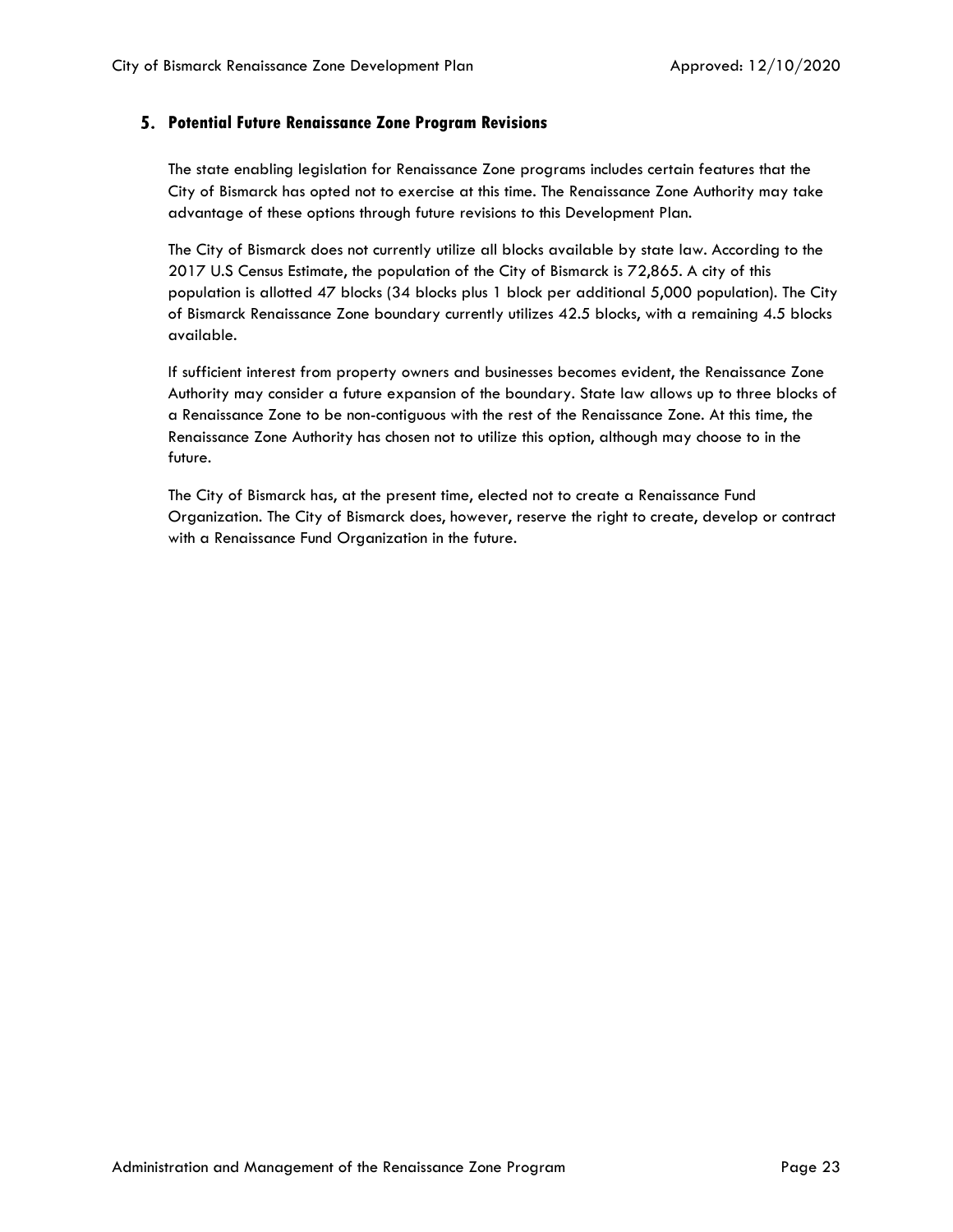## 5. Potential Future Renaissance Zone Program Revisions

The state enabling legislation for Renaissance Zone programs includes certain features that the City of Bismarck has opted not to exercise at this time. The Renaissance Zone Authority may take advantage of these options through future revisions to this Development Plan.

The City of Bismarck does not currently utilize all blocks available by state law. According to the 2017 U.S Census Estimate, the population of the City of Bismarck is 72,865. A city of this population is allotted 47 blocks (34 blocks plus 1 block per additional 5,000 population). The City of Bismarck Renaissance Zone boundary currently utilizes 42.5 blocks, with a remaining 4.5 blocks available.

If sufficient interest from property owners and businesses becomes evident, the Renaissance Zone Authority may consider a future expansion of the boundary. State law allows up to three blocks of a Renaissance Zone to be non-contiguous with the rest of the Renaissance Zone. At this time, the Renaissance Zone Authority has chosen not to utilize this option, although may choose to in the future.

The City of Bismarck has, at the present time, elected not to create a Renaissance Fund Organization. The City of Bismarck does, however, reserve the right to create, develop or contract with a Renaissance Fund Organization in the future.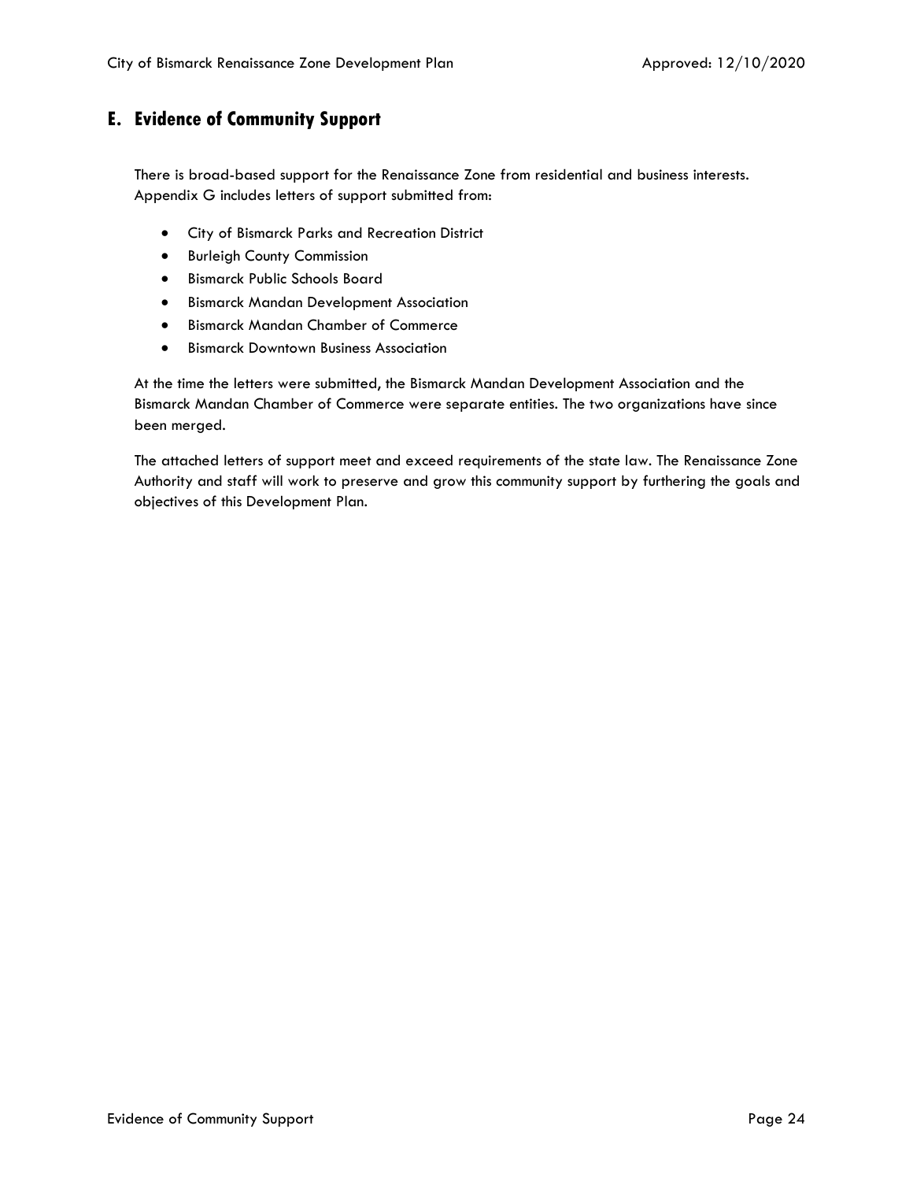## E. Evidence of Community Support

There is broad-based support for the Renaissance Zone from residential and business interests. Appendix G includes letters of support submitted from:

- City of Bismarck Parks and Recreation District
- Burleigh County Commission
- Bismarck Public Schools Board
- Bismarck Mandan Development Association
- Bismarck Mandan Chamber of Commerce
- Bismarck Downtown Business Association

At the time the letters were submitted, the Bismarck Mandan Development Association and the Bismarck Mandan Chamber of Commerce were separate entities. The two organizations have since been merged.

The attached letters of support meet and exceed requirements of the state law. The Renaissance Zone Authority and staff will work to preserve and grow this community support by furthering the goals and objectives of this Development Plan.